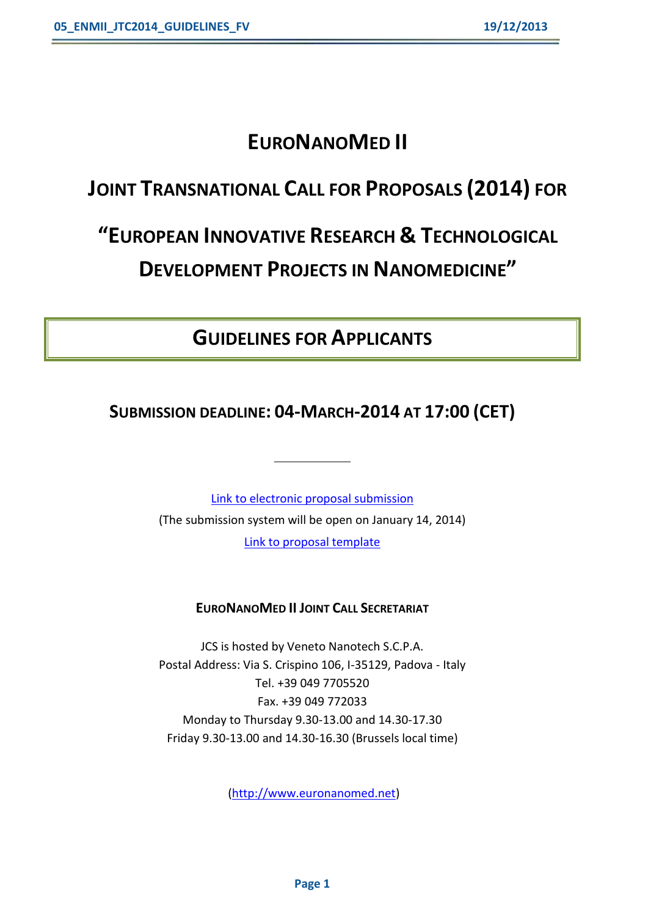# EURONANOMED II

# JOINT TRANSNATIONAL CALL FOR PROPOSALS (2014) FOR

# "EUROPEAN INNOVATIVE RESEARCH & TECHNOLOGICAL DEVELOPMENT PROJECTS IN NANOMEDICINE"

## GUIDELINES FOR APPLICANTS

## SUBMISSION DEADLINE: 04-MARCH-2014 AT 17:00 (CET)

---

[Link to electronic proposal submission](#)

(The submission system will be open on January 14, 2014)

[Link to proposal template](#)

**EURONANOMED II JOINT CALL SECRETARIAT**

JCS is hosted by Veneto Nanotech S.C.P.A.
Postal Address: Via S. Crispino 106, I-35129, Padova - Italy
Tel. +39 049 7705520
Fax. +39 049 772033
Monday to Thursday 9.30-13.00 and 14.30-17.30
Friday 9.30-13.00 and 14.30-16.30 (Brussels local time)

(http://www.euronanomed.net)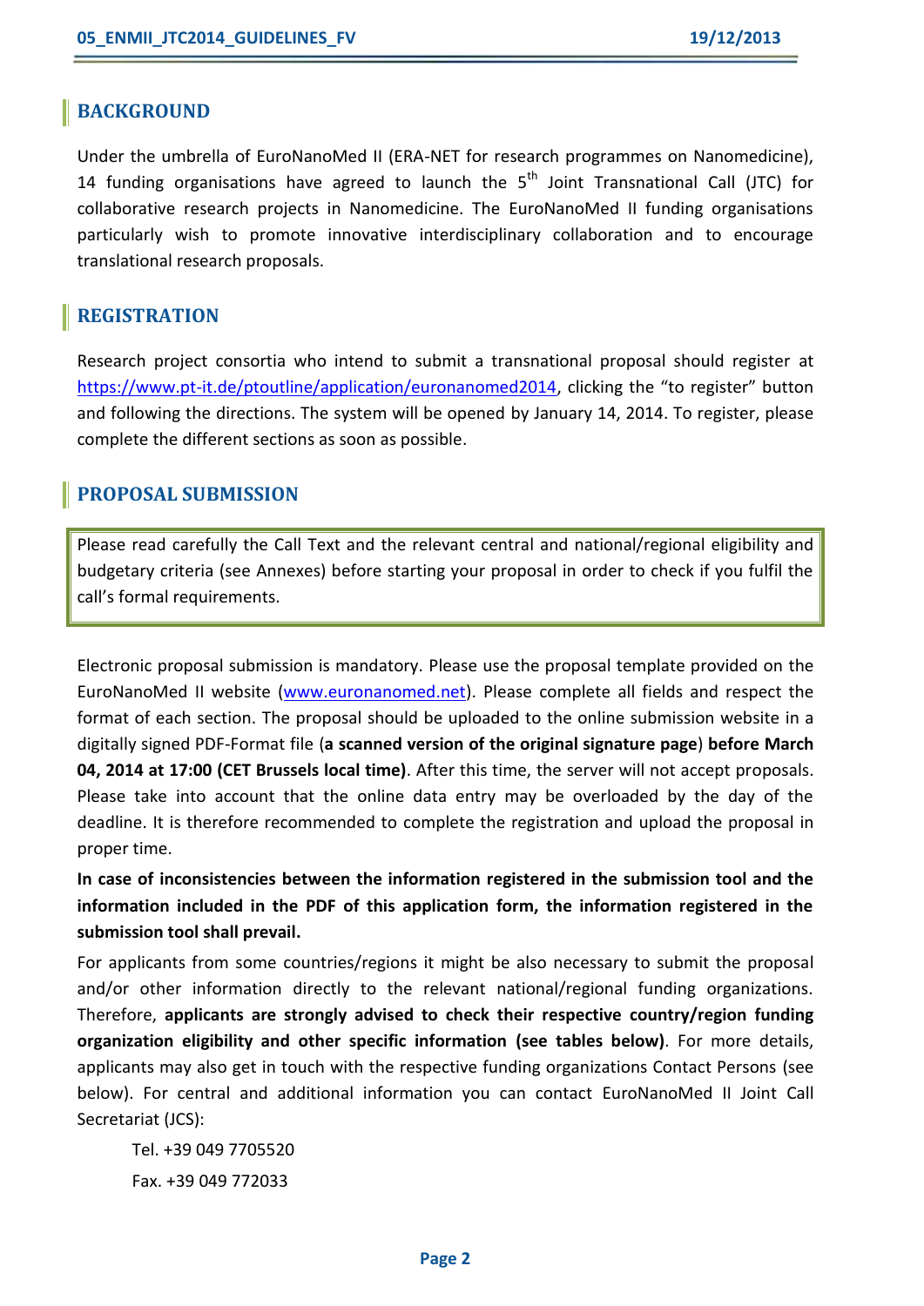## BACKGROUND

Under the umbrella of EuroNanoMed II (ERA-NET for research programmes on Nanomedicine), 14 funding organisations have agreed to launch the 5th Joint Transnational Call (JTC) for collaborative research projects in Nanomedicine. The EuroNanoMed II funding organisations particularly wish to promote innovative interdisciplinary collaboration and to encourage translational research proposals.

## REGISTRATION

Research project consortia who intend to submit a transnational proposal should register at https://www.pt-it.de/ptoutline/application/euronanomed2014, clicking the “to register” button and following the directions. The system will be opened by January 14, 2014. To register, please complete the different sections as soon as possible.

## PROPOSAL SUBMISSION

Please read carefully the Call Text and the relevant central and national/regional eligibility and budgetary criteria (see Annexes) before starting your proposal in order to check if you fulfil the call’s formal requirements.

Electronic proposal submission is mandatory. Please use the proposal template provided on the EuroNanoMed II website (www.euronanomed.net). Please complete all fields and respect the format of each section. The proposal should be uploaded to the online submission website in a digitally signed PDF-Format file (**a scanned version of the original signature page**) **before March 04, 2014 at 17:00 (CET Brussels local time)**. After this time, the server will not accept proposals. Please take into account that the online data entry may be overloaded by the day of the deadline. It is therefore recommended to complete the registration and upload the proposal in proper time.

**In case of inconsistencies between the information registered in the submission tool and the information included in the PDF of this application form, the information registered in the submission tool shall prevail.**

For applicants from some countries/regions it might be also necessary to submit the proposal and/or other information directly to the relevant national/regional funding organizations. Therefore, **applicants are strongly advised to check their respective country/region funding organization eligibility and other specific information (see tables below)**. For more details, applicants may also get in touch with the respective funding organizations Contact Persons (see below). For central and additional information you can contact EuroNanoMed II Joint Call Secretariat (JCS):

Tel. +39 049 7705520

Fax. +39 049 772033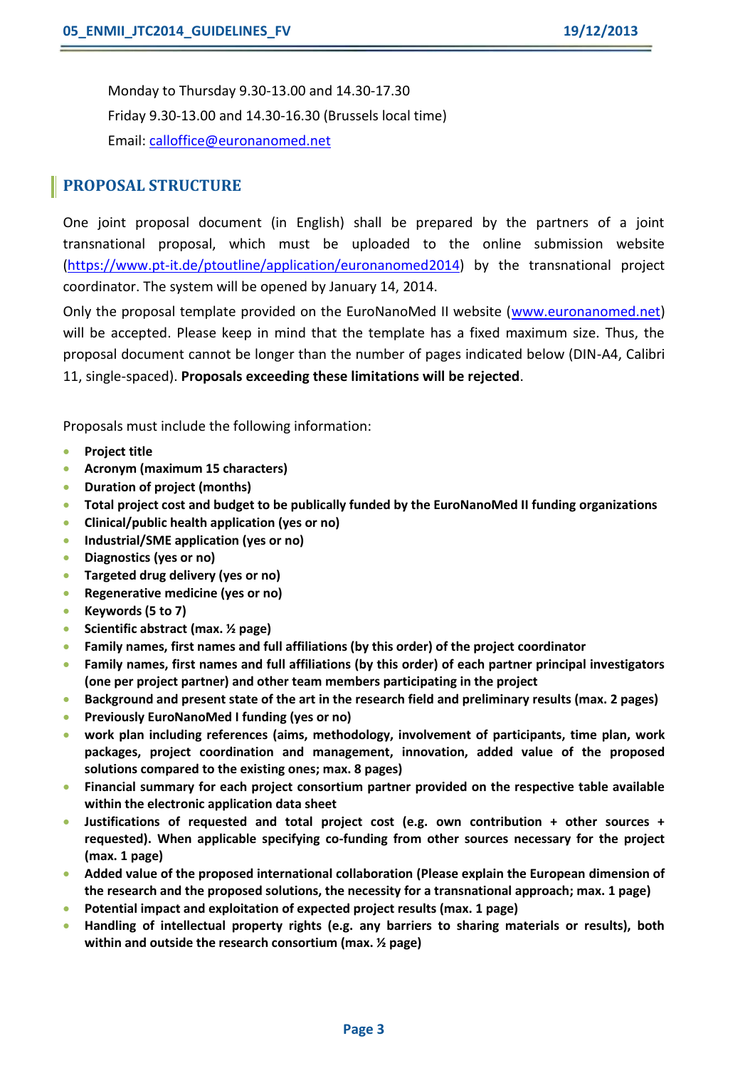Monday to Thursday 9.30-13.00 and 14.30-17.30

Friday 9.30-13.00 and 14.30-16.30 (Brussels local time)

Email: calloffice@euronanomed.net

## PROPOSAL STRUCTURE

One joint proposal document (in English) shall be prepared by the partners of a joint transnational proposal, which must be uploaded to the online submission website (https://www.pt-it.de/ptoutline/application/euronanomed2014) by the transnational project coordinator. The system will be opened by January 14, 2014.

Only the proposal template provided on the EuroNanoMed II website (www.euronanomed.net) will be accepted. Please keep in mind that the template has a fixed maximum size. Thus, the proposal document cannot be longer than the number of pages indicated below (DIN-A4, Calibri 11, single-spaced). **Proposals exceeding these limitations will be rejected**.

Proposals must include the following information:

- **Project title**
- **Acronym (maximum 15 characters)**
- **Duration of project (months)**
- **Total project cost and budget to be publically funded by the EuroNanoMed II funding organizations**
- **Clinical/public health application (yes or no)**
- **Industrial/SME application (yes or no)**
- **Diagnostics (yes or no)**
- **Targeted drug delivery (yes or no)**
- **Regenerative medicine (yes or no)**
- **Keywords (5 to 7)**
- **Scientific abstract (max. ½ page)**
- **Family names, first names and full affiliations (by this order) of the project coordinator**
- **Family names, first names and full affiliations (by this order) of each partner principal investigators (one per project partner) and other team members participating in the project**
- **Background and present state of the art in the research field and preliminary results (max. 2 pages)**
- **Previously EuroNanoMed I funding (yes or no)**
- **work plan including references (aims, methodology, involvement of participants, time plan, work packages, project coordination and management, innovation, added value of the proposed solutions compared to the existing ones; max. 8 pages)**
- **Financial summary for each project consortium partner provided on the respective table available within the electronic application data sheet**
- **Justifications of requested and total project cost (e.g. own contribution + other sources + requested). When applicable specifying co-funding from other sources necessary for the project (max. 1 page)**
- **Added value of the proposed international collaboration (Please explain the European dimension of the research and the proposed solutions, the necessity for a transnational approach; max. 1 page)**
- **Potential impact and exploitation of expected project results (max. 1 page)**
- **Handling of intellectual property rights (e.g. any barriers to sharing materials or results), both within and outside the research consortium (max. ½ page)**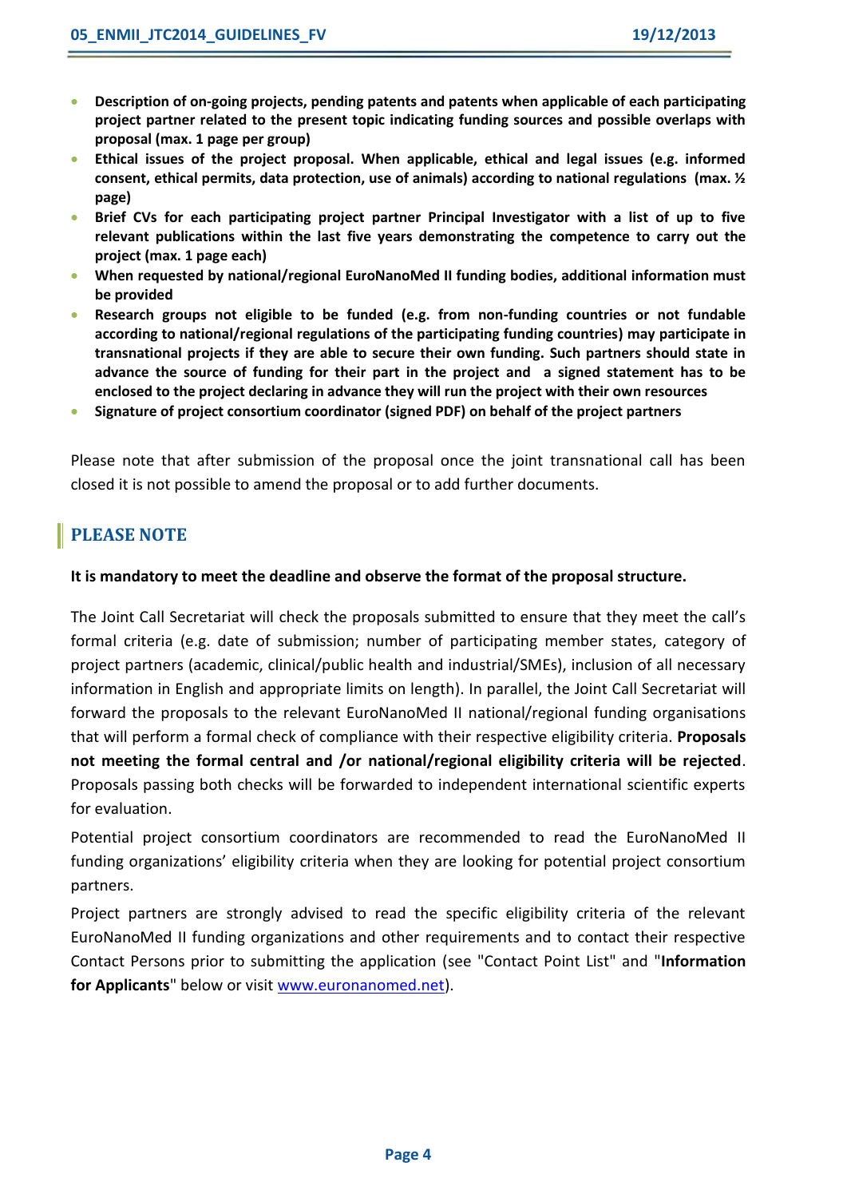- **Description of on-going projects, pending patents and patents when applicable of each participating project partner related to the present topic indicating funding sources and possible overlaps with proposal (max. 1 page per group)**
- **Ethical issues of the project proposal. When applicable, ethical and legal issues (e.g. informed consent, ethical permits, data protection, use of animals) according to national regulations (max. ½ page)**
- **Brief CVs for each participating project partner Principal Investigator with a list of up to five relevant publications within the last five years demonstrating the competence to carry out the project (max. 1 page each)**
- **When requested by national/regional EuroNanoMed II funding bodies, additional information must be provided**
- **Research groups not eligible to be funded (e.g. from non-funding countries or not fundable according to national/regional regulations of the participating funding countries) may participate in transnational projects if they are able to secure their own funding. Such partners should state in advance the source of funding for their part in the project and a signed statement has to be enclosed to the project declaring in advance they will run the project with their own resources**
- **Signature of project consortium coordinator (signed PDF) on behalf of the project partners**

Please note that after submission of the proposal once the joint transnational call has been closed it is not possible to amend the proposal or to add further documents.

## PLEASE NOTE

**It is mandatory to meet the deadline and observe the format of the proposal structure.**

The Joint Call Secretariat will check the proposals submitted to ensure that they meet the call's formal criteria (e.g. date of submission; number of participating member states, category of project partners (academic, clinical/public health and industrial/SMEs), inclusion of all necessary information in English and appropriate limits on length). In parallel, the Joint Call Secretariat will forward the proposals to the relevant EuroNanoMed II national/regional funding organisations that will perform a formal check of compliance with their respective eligibility criteria. **Proposals not meeting the formal central and /or national/regional eligibility criteria will be rejected**. Proposals passing both checks will be forwarded to independent international scientific experts for evaluation.

Potential project consortium coordinators are recommended to read the EuroNanoMed II funding organizations' eligibility criteria when they are looking for potential project consortium partners.

Project partners are strongly advised to read the specific eligibility criteria of the relevant EuroNanoMed II funding organizations and other requirements and to contact their respective Contact Persons prior to submitting the application (see "Contact Point List" and "**Information for Applicants**" below or visit www.euronanomed.net).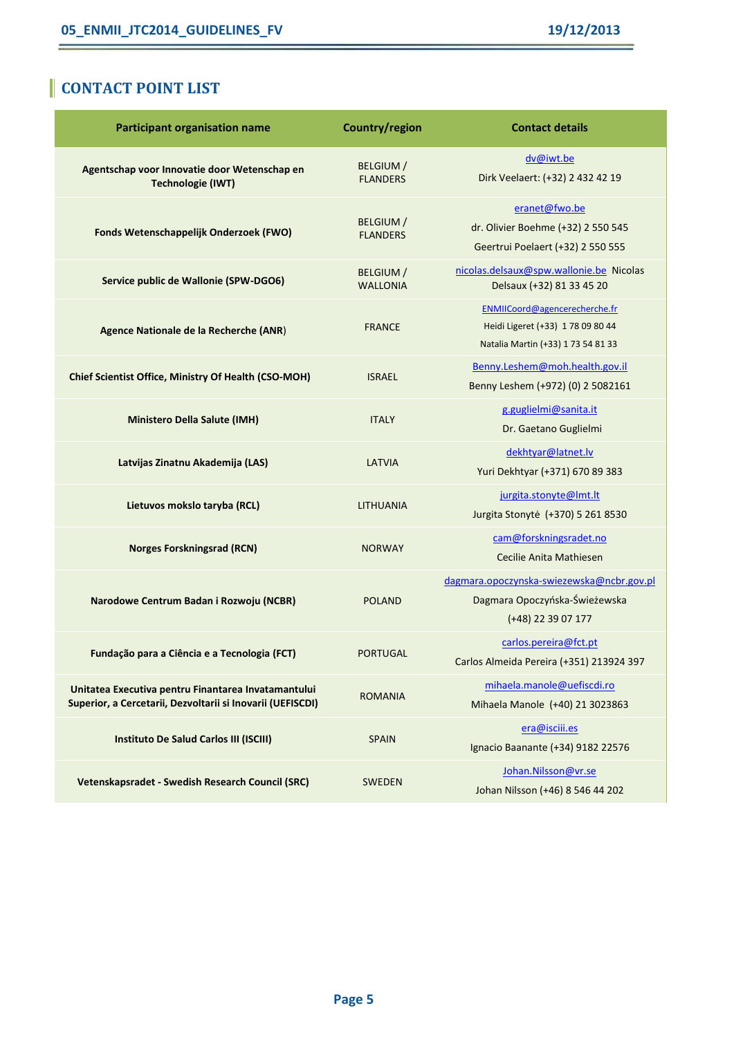## CONTACT POINT LIST

| Participant organisation name | Country/region | Contact details |
|---|---|---|
| **Agentschap voor Innovatie door Wetenschap en Technologie (IWT)** | BELGIUM / FLANDERS | dv@iwt.be<br>Dirk Veelaert: (+32) 2 432 42 19 |
| **Fonds Wetenschappelijk Onderzoek (FWO)** | BELGIUM / FLANDERS | eranet@fwo.be<br>dr. Olivier Boehme (+32) 2 550 545<br>Geertrui Poelaert (+32) 2 550 555 |
| **Service public de Wallonie (SPW-DGO6)** | BELGIUM / WALLONIA | nicolas.delsaux@spw.wallonie.be Nicolas Delsaux (+32) 81 33 45 20 |
| **Agence Nationale de la Recherche (ANR)** | FRANCE | ENMIICoord@agencerecherche.fr<br>Heidi Ligeret (+33) 1 78 09 80 44<br>Natalia Martin (+33) 1 73 54 81 33 |
| **Chief Scientist Office, Ministry Of Health (CSO-MOH)** | ISRAEL | Benny.Leshem@moh.health.gov.il<br>Benny Leshem (+972) (0) 2 5082161 |
| **Ministero Della Salute (IMH)** | ITALY | g.guglielmi@sanita.it<br>Dr. Gaetano Guglielmi |
| **Latvijas Zinatnu Akademija (LAS)** | LATVIA | dekhtyar@latnet.lv<br>Yuri Dekhtyar (+371) 670 89 383 |
| **Lietuvos mokslo taryba (RCL)** | LITHUANIA | jurgita.stonyte@lmt.lt<br>Jurgita Stonytė (+370) 5 261 8530 |
| **Norges Forskningsrad (RCN)** | NORWAY | cam@forskningsradet.no<br>Cecilie Anita Mathiesen |
| **Narodowe Centrum Badan i Rozwoju (NCBR)** | POLAND | dagmara.opoczynska-swiezewska@ncbr.gov.pl<br>Dagmara Opoczyńska-Świeżewska<br>(+48) 22 39 07 177 |
| **Fundação para a Ciência e a Tecnologia (FCT)** | PORTUGAL | carlos.pereira@fct.pt<br>Carlos Almeida Pereira (+351) 213924 397 |
| **Unitatea Executiva pentru Finantarea Invatamantului Superior, a Cercetarii, Dezvoltarii si Inovarii (UEFISCDI)** | ROMANIA | mihaela.manole@uefiscdi.ro<br>Mihaela Manole (+40) 21 3023863 |
| **Instituto De Salud Carlos III (ISCIII)** | SPAIN | era@isciii.es<br>Ignacio Baanante (+34) 9182 22576 |
| **Vetenskapsradet - Swedish Research Council (SRC)** | SWEDEN | Johan.Nilsson@vr.se<br>Johan Nilsson (+46) 8 546 44 202 |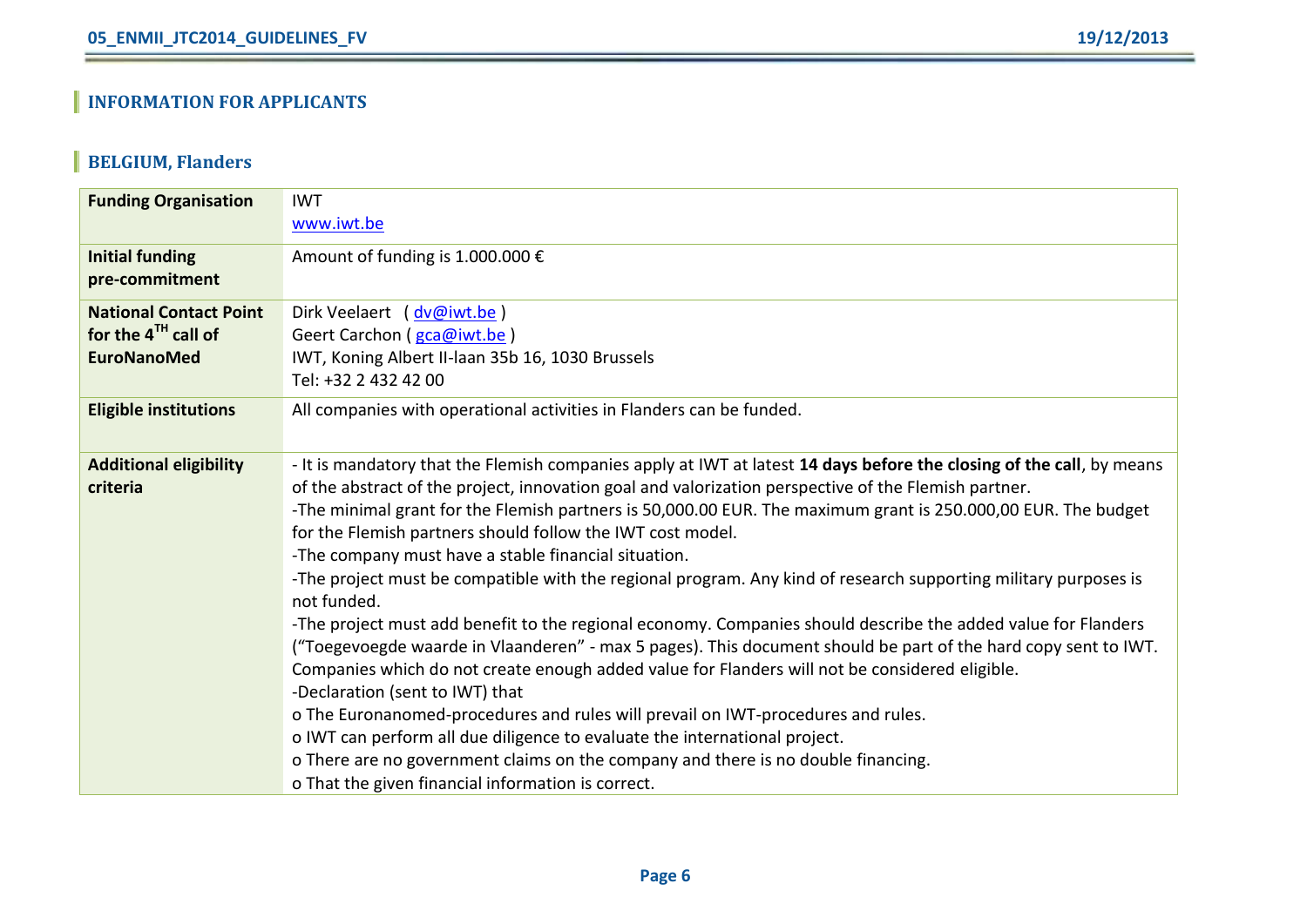## INFORMATION FOR APPLICANTS

## BELGIUM, Flanders

| **Funding Organisation** | IWT<br>www.iwt.be |
|---|---|
| **Initial funding pre-commitment** | Amount of funding is 1.000.000 € |
| **National Contact Point for the 4$^{TH}$ call of EuroNanoMed** | Dirk Veelaert ( dv@iwt.be )<br>Geert Carchon ( gca@iwt.be )<br>IWT, Koning Albert II-laan 35b 16, 1030 Brussels<br>Tel: +32 2 432 42 00 |
| **Eligible institutions** | All companies with operational activities in Flanders can be funded. |
| **Additional eligibility criteria** | - It is mandatory that the Flemish companies apply at IWT at latest **14 days before the closing of the call**, by means of the abstract of the project, innovation goal and valorization perspective of the Flemish partner.<br>-The minimal grant for the Flemish partners is 50,000.00 EUR. The maximum grant is 250.000,00 EUR. The budget for the Flemish partners should follow the IWT cost model.<br>-The company must have a stable financial situation.<br>-The project must be compatible with the regional program. Any kind of research supporting military purposes is not funded.<br>-The project must add benefit to the regional economy. Companies should describe the added value for Flanders ("Toegevoegde waarde in Vlaanderen" - max 5 pages). This document should be part of the hard copy sent to IWT. Companies which do not create enough added value for Flanders will not be considered eligible.<br>-Declaration (sent to IWT) that<br>o The Euronanomed-procedures and rules will prevail on IWT-procedures and rules.<br>o IWT can perform all due diligence to evaluate the international project.<br>o There are no government claims on the company and there is no double financing.<br>o That the given financial information is correct. |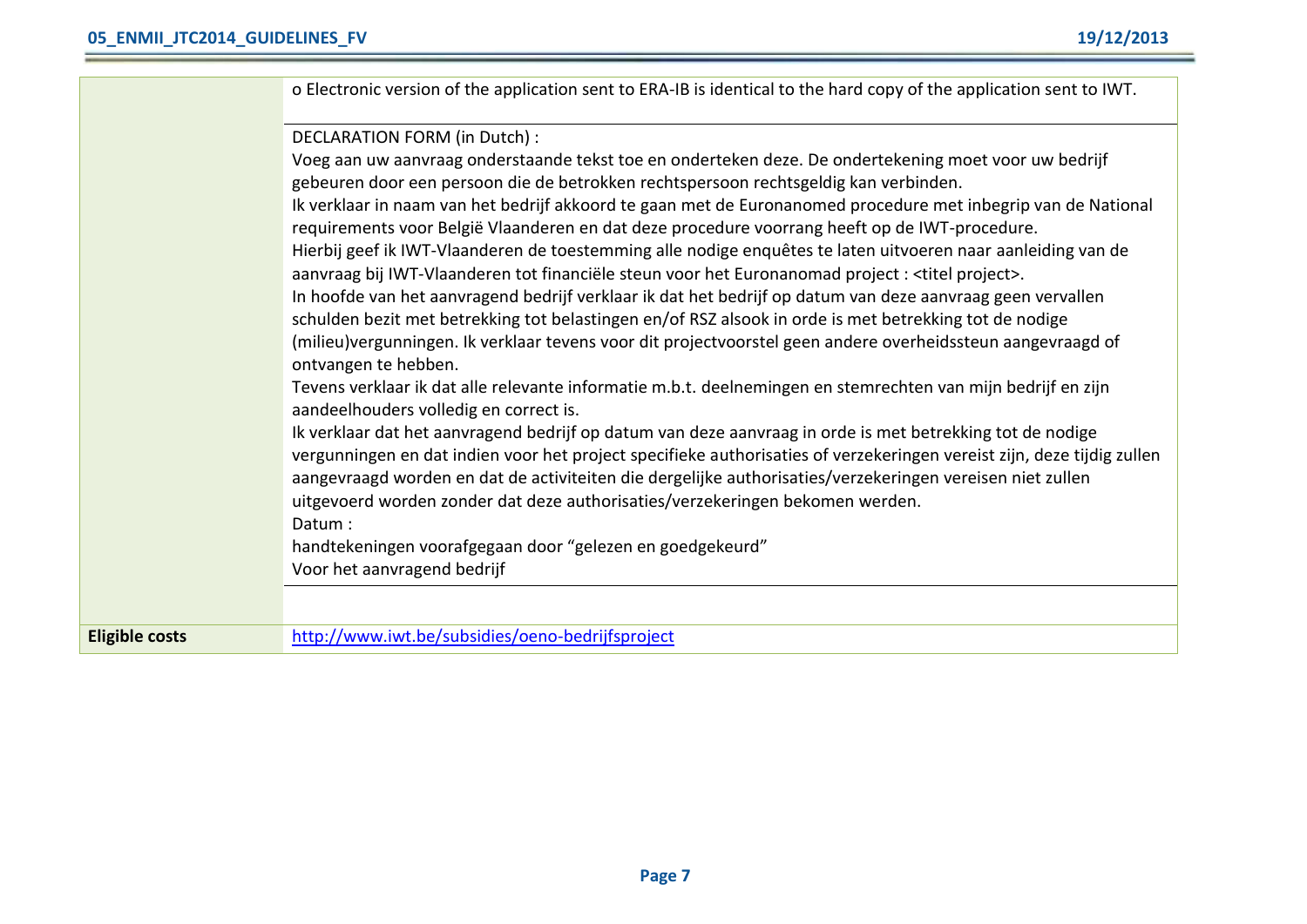| | |
|---|---|
| | o Electronic version of the application sent to ERA-IB is identical to the hard copy of the application sent to IWT. |
| | DECLARATION FORM (in Dutch) :<br>Voeg aan uw aanvraag onderstaande tekst toe en onderteken deze. De ondertekening moet voor uw bedrijf gebeuren door een persoon die de betrokken rechtspersoon rechtsgeldig kan verbinden.<br>Ik verklaar in naam van het bedrijf akkoord te gaan met de Euronanomed procedure met inbegrip van de National requirements voor België Vlaanderen en dat deze procedure voorrang heeft op de IWT-procedure.<br>Hierbij geef ik IWT-Vlaanderen de toestemming alle nodige enquêtes te laten uitvoeren naar aanleiding van de aanvraag bij IWT-Vlaanderen tot financiële steun voor het Euronanomad project : <titel project>.<br>In hoofde van het aanvragend bedrijf verklaar ik dat het bedrijf op datum van deze aanvraag geen vervallen schulden bezit met betrekking tot belastingen en/of RSZ alsook in orde is met betrekking tot de nodige (milieu)vergunningen. Ik verklaar tevens voor dit projectvoorstel geen andere overheidssteun aangevraagd of ontvangen te hebben.<br>Tevens verklaar ik dat alle relevante informatie m.b.t. deelnemingen en stemrechten van mijn bedrijf en zijn aandeelhouders volledig en correct is.<br>Ik verklaar dat het aanvragend bedrijf op datum van deze aanvraag in orde is met betrekking tot de nodige vergunningen en dat indien voor het project specifieke authorisaties of verzekeringen vereist zijn, deze tijdig zullen aangevraagd worden en dat de activiteiten die dergelijke authorisaties/verzekeringen vereisen niet zullen uitgevoerd worden zonder dat deze authorisaties/verzekeringen bekomen werden.<br>Datum :<br>handtekeningen voorafgegaan door "gelezen en goedgekeurd"<br>Voor het aanvragend bedrijf |
| | |
| **Eligible costs** | http://www.iwt.be/subsidies/oeno-bedrijfsproject |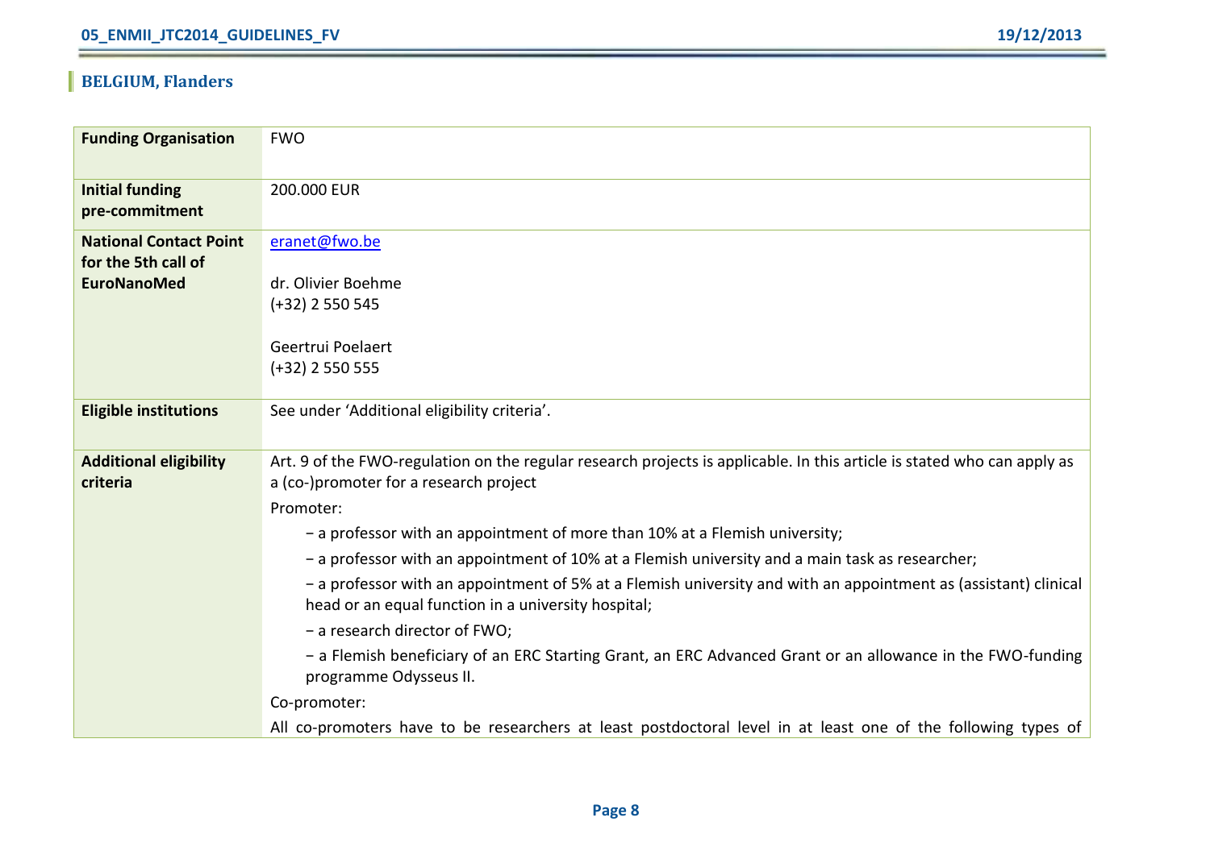## BELGIUM, Flanders

| | |
|---|---|
| **Funding Organisation** | FWO |
| **Initial funding pre-commitment** | 200.000 EUR |
| **National Contact Point for the 5th call of EuroNanoMed** | eranet@fwo.be<br><br>dr. Olivier Boehme<br>(+32) 2 550 545<br><br>Geertrui Poelaert<br>(+32) 2 550 555 |
| **Eligible institutions** | See under 'Additional eligibility criteria'. |
| **Additional eligibility criteria** | Art. 9 of the FWO-regulation on the regular research projects is applicable. In this article is stated who can apply as a (co-)promoter for a research project<br>Promoter:<br>− a professor with an appointment of more than 10% at a Flemish university;<br>− a professor with an appointment of 10% at a Flemish university and a main task as researcher;<br>− a professor with an appointment of 5% at a Flemish university and with an appointment as (assistant) clinical head or an equal function in a university hospital;<br>− a research director of FWO;<br>− a Flemish beneficiary of an ERC Starting Grant, an ERC Advanced Grant or an allowance in the FWO-funding programme Odysseus II.<br>Co-promoter:<br>All co-promoters have to be researchers at least postdoctoral level in at least one of the following types of |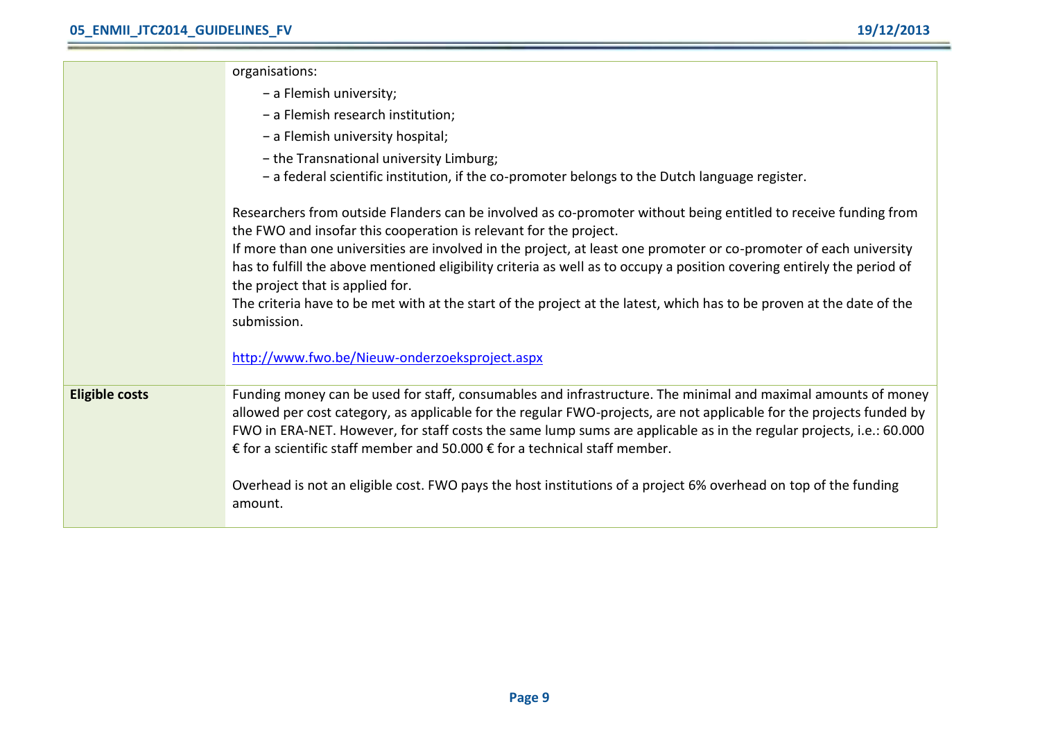| | |
|---|---|
| | organisations:<br>− a Flemish university;<br>− a Flemish research institution;<br>− a Flemish university hospital;<br>− the Transnational university Limburg;<br>− a federal scientific institution, if the co-promoter belongs to the Dutch language register.<br><br>Researchers from outside Flanders can be involved as co-promoter without being entitled to receive funding from the FWO and insofar this cooperation is relevant for the project.<br>If more than one universities are involved in the project, at least one promoter or co-promoter of each university has to fulfill the above mentioned eligibility criteria as well as to occupy a position covering entirely the period of the project that is applied for.<br>The criteria have to be met with at the start of the project at the latest, which has to be proven at the date of the submission.<br><br>http://www.fwo.be/Nieuw-onderzoeksproject.aspx |
| **Eligible costs** | Funding money can be used for staff, consumables and infrastructure. The minimal and maximal amounts of money allowed per cost category, as applicable for the regular FWO-projects, are not applicable for the projects funded by FWO in ERA-NET. However, for staff costs the same lump sums are applicable as in the regular projects, i.e.: 60.000 € for a scientific staff member and 50.000 € for a technical staff member.<br><br>Overhead is not an eligible cost. FWO pays the host institutions of a project 6% overhead on top of the funding amount. |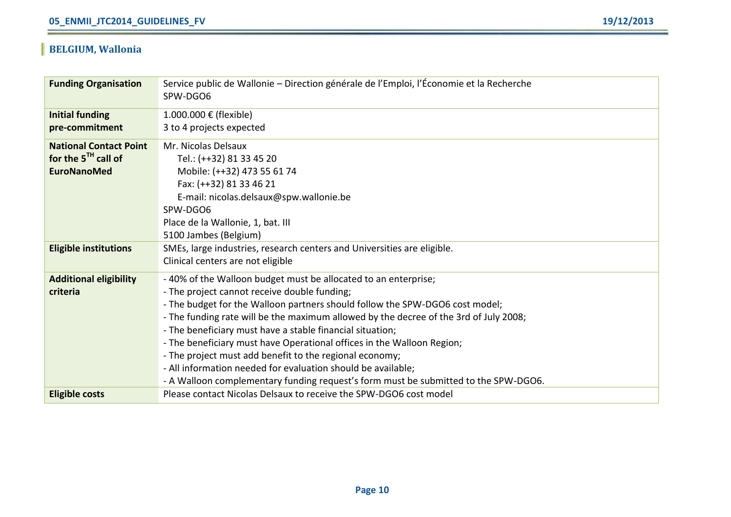## BELGIUM, Wallonia

| | |
|---|---|
| **Funding Organisation** | Service public de Wallonie – Direction générale de l'Emploi, l'Économie et la Recherche<br>SPW-DGO6 |
| **Initial funding pre-commitment** | 1.000.000 € (flexible)<br>3 to 4 projects expected |
| **National Contact Point for the 5$^{TH}$ call of EuroNanoMed** | Mr. Nicolas Delsaux<br>Tel.: (++32) 81 33 45 20<br>Mobile: (++32) 473 55 61 74<br>Fax: (++32) 81 33 46 21<br>E-mail: nicolas.delsaux@spw.wallonie.be<br>SPW-DGO6<br>Place de la Wallonie, 1, bat. III<br>5100 Jambes (Belgium) |
| **Eligible institutions** | SMEs, large industries, research centers and Universities are eligible.<br>Clinical centers are not eligible |
| **Additional eligibility criteria** | - 40% of the Walloon budget must be allocated to an enterprise;<br>- The project cannot receive double funding;<br>- The budget for the Walloon partners should follow the SPW-DGO6 cost model;<br>- The funding rate will be the maximum allowed by the decree of the 3rd of July 2008;<br>- The beneficiary must have a stable financial situation;<br>- The beneficiary must have Operational offices in the Walloon Region;<br>- The project must add benefit to the regional economy;<br>- All information needed for evaluation should be available;<br>- A Walloon complementary funding request's form must be submitted to the SPW-DGO6. |
| **Eligible costs** | Please contact Nicolas Delsaux to receive the SPW-DGO6 cost model |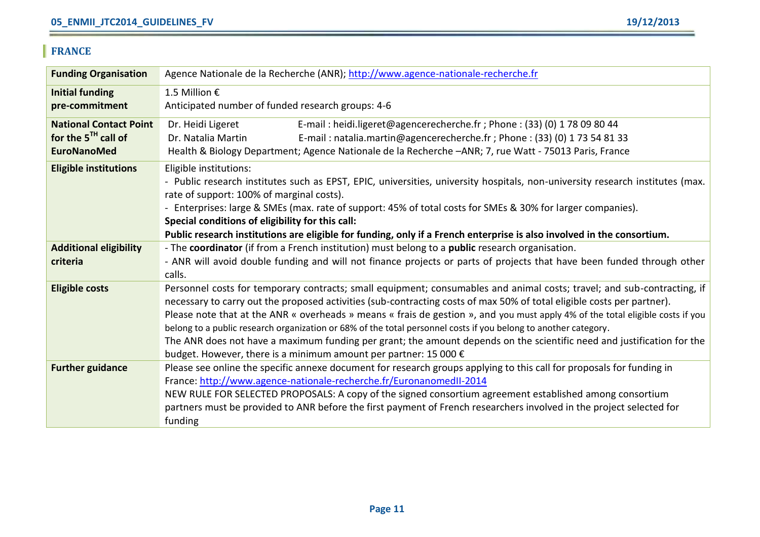## FRANCE

| Funding Organisation | Agence Nationale de la Recherche (ANR); http://www.agence-nationale-recherche.fr |
|---|---|
| **Initial funding pre-commitment** | 1.5 Million €<br>Anticipated number of funded research groups: 4-6 |
| **National Contact Point for the 5$^{TH}$ call of EuroNanoMed** | Dr. Heidi Ligeret E-mail : heidi.ligeret@agencerecherche.fr ; Phone : (33) (0) 1 78 09 80 44<br>Dr. Natalia Martin E-mail : natalia.martin@agencerecherche.fr ; Phone : (33) (0) 1 73 54 81 33<br>Health & Biology Department; Agence Nationale de la Recherche –ANR; 7, rue Watt - 75013 Paris, France |
| **Eligible institutions** | Eligible institutions:<br>- Public research institutes such as EPST, EPIC, universities, university hospitals, non-university research institutes (max. rate of support: 100% of marginal costs).<br>- Enterprises: large & SMEs (max. rate of support: 45% of total costs for SMEs & 30% for larger companies).<br>**Special conditions of eligibility for this call:**<br>**Public research institutions are eligible for funding, only if a French enterprise is also involved in the consortium.** |
| **Additional eligibility criteria** | - The **coordinator** (if from a French institution) must belong to a **public** research organisation.<br>- ANR will avoid double funding and will not finance projects or parts of projects that have been funded through other calls. |
| **Eligible costs** | Personnel costs for temporary contracts; small equipment; consumables and animal costs; travel; and sub-contracting, if necessary to carry out the proposed activities (sub-contracting costs of max 50% of total eligible costs per partner).<br>Please note that at the ANR « overheads » means « frais de gestion », and you must apply 4% of the total eligible costs if you belong to a public research organization or 68% of the total personnel costs if you belong to another category.<br>The ANR does not have a maximum funding per grant; the amount depends on the scientific need and justification for the budget. However, there is a minimum amount per partner: 15 000 € |
| **Further guidance** | Please see online the specific annexe document for research groups applying to this call for proposals for funding in France: http://www.agence-nationale-recherche.fr/EuronanomedII-2014<br>NEW RULE FOR SELECTED PROPOSALS: A copy of the signed consortium agreement established among consortium partners must be provided to ANR before the first payment of French researchers involved in the project selected for funding |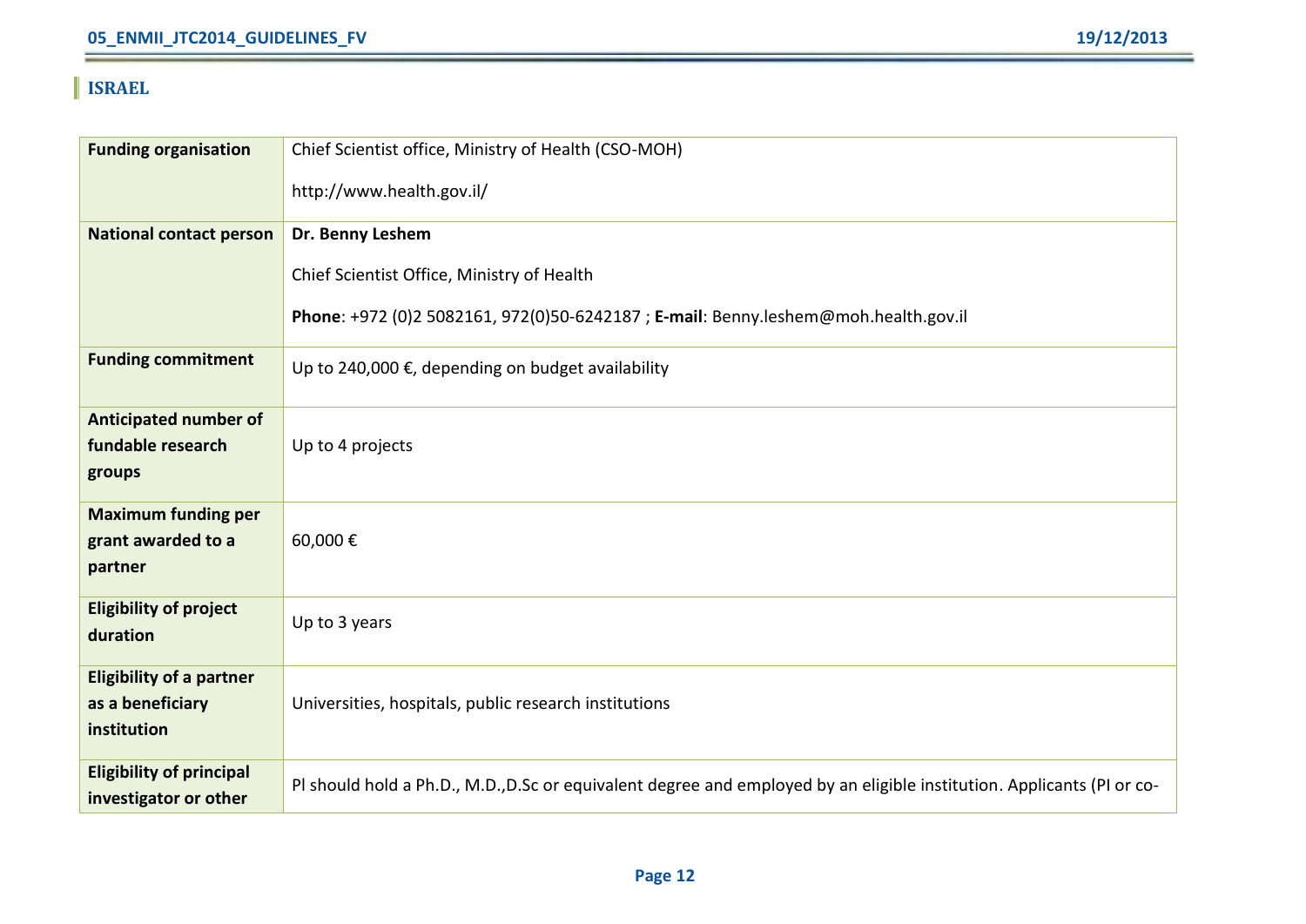## ISRAEL

| Funding organisation | Chief Scientist office, Ministry of Health (CSO-MOH)<br><br>http://www.health.gov.il/ |
|---|---|
| **National contact person** | **Dr. Benny Leshem**<br><br>Chief Scientist Office, Ministry of Health<br><br>**Phone**: +972 (0)2 5082161, 972(0)50-6242187 ; **E-mail**: Benny.leshem@moh.health.gov.il |
| **Funding commitment** | Up to 240,000 €, depending on budget availability |
| **Anticipated number of fundable research groups** | Up to 4 projects |
| **Maximum funding per grant awarded to a partner** | 60,000 € |
| **Eligibility of project duration** | Up to 3 years |
| **Eligibility of a partner as a beneficiary institution** | Universities, hospitals, public research institutions |
| **Eligibility of principal investigator or other** | Pl should hold a Ph.D., M.D.,D.Sc or equivalent degree and employed by an eligible institution. Applicants (PI or co- |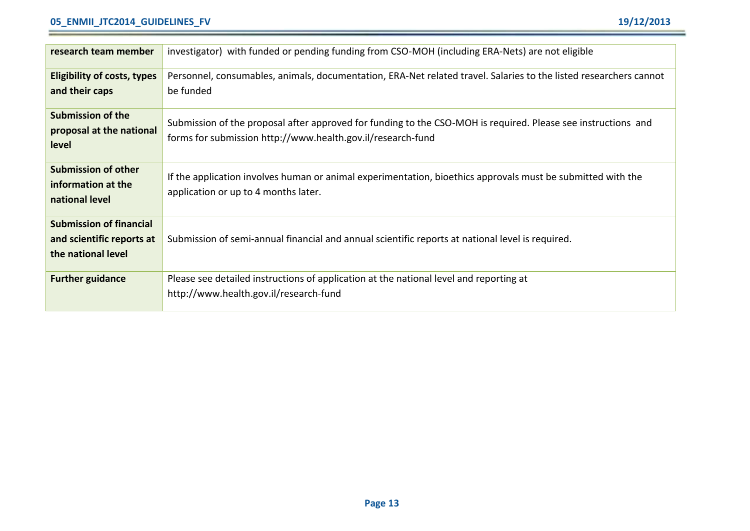| | |
|---|---|
| **research team member** | investigator) with funded or pending funding from CSO-MOH (including ERA-Nets) are not eligible |
| **Eligibility of costs, types and their caps** | Personnel, consumables, animals, documentation, ERA-Net related travel. Salaries to the listed researchers cannot be funded |
| **Submission of the proposal at the national level** | Submission of the proposal after approved for funding to the CSO-MOH is required. Please see instructions and forms for submission http://www.health.gov.il/research-fund |
| **Submission of other information at the national level** | If the application involves human or animal experimentation, bioethics approvals must be submitted with the application or up to 4 months later. |
| **Submission of financial and scientific reports at the national level** | Submission of semi-annual financial and annual scientific reports at national level is required. |
| **Further guidance** | Please see detailed instructions of application at the national level and reporting at http://www.health.gov.il/research-fund |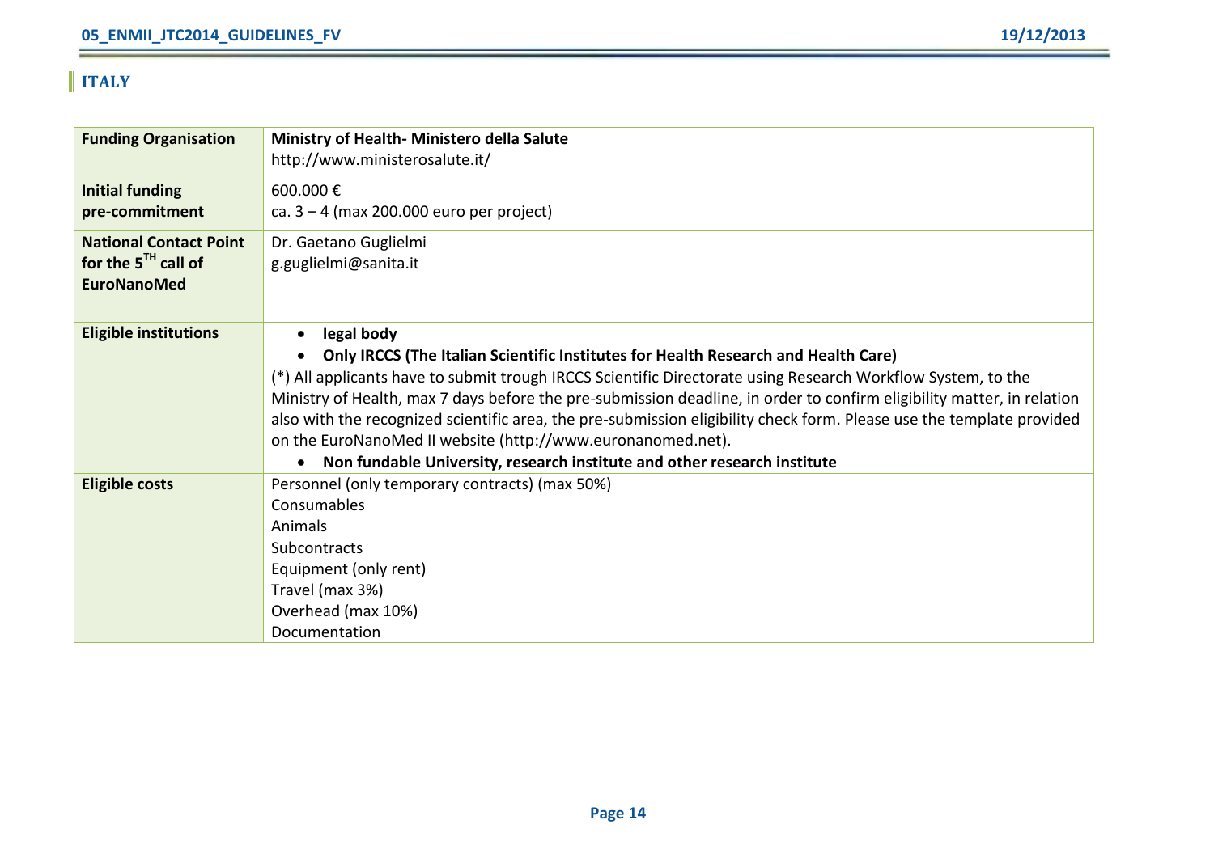## ITALY

| | |
|---|---|
| **Funding Organisation** | **Ministry of Health- Ministero della Salute**<br>http://www.ministerosalute.it/ |
| **Initial funding pre-commitment** | 600.000 €<br>ca. 3 – 4 (max 200.000 euro per project) |
| **National Contact Point for the 5[TH] call of EuroNanoMed** | Dr. Gaetano Guglielmi<br>g.guglielmi@sanita.it |
| **Eligible institutions** | • **legal body**<br>• **Only IRCCS (The Italian Scientific Institutes for Health Research and Health Care)**<br>(*) All applicants have to submit trough IRCCS Scientific Directorate using Research Workflow System, to the Ministry of Health, max 7 days before the pre-submission deadline, in order to confirm eligibility matter, in relation also with the recognized scientific area, the pre-submission eligibility check form. Please use the template provided on the EuroNanoMed II website (http://www.euronanomed.net).<br>• **Non fundable University, research institute and other research institute** |
| **Eligible costs** | Personnel (only temporary contracts) (max 50%)<br>Consumables<br>Animals<br>Subcontracts<br>Equipment (only rent)<br>Travel (max 3%)<br>Overhead (max 10%)<br>Documentation |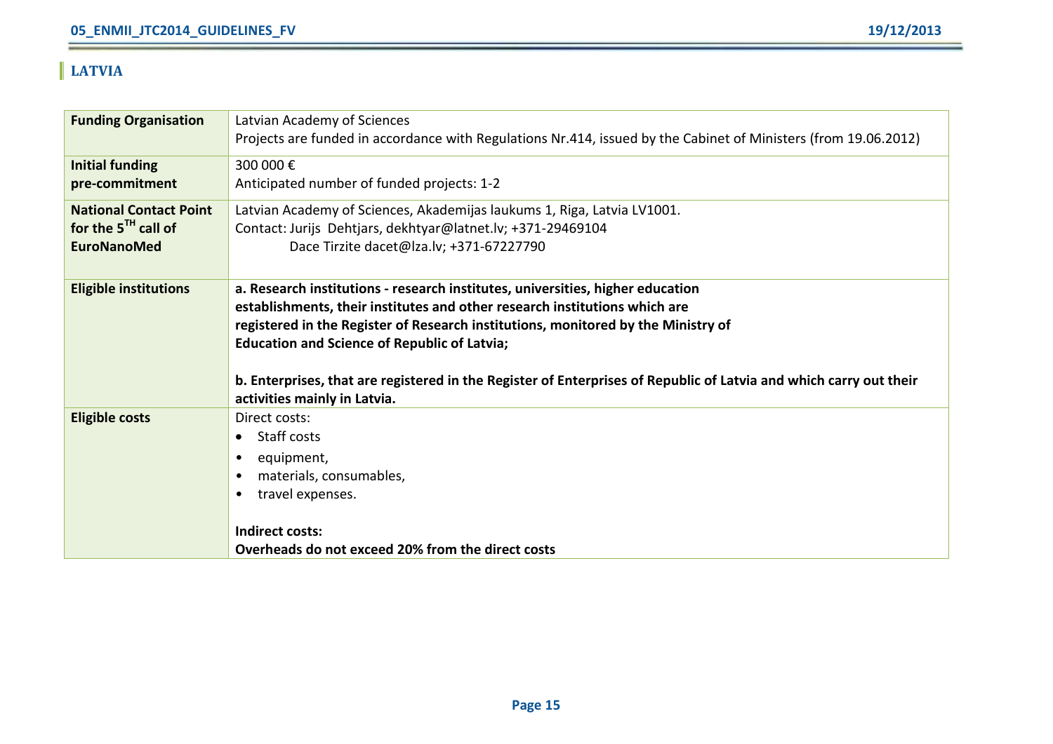## LATVIA

| | |
|---|---|
| **Funding Organisation** | Latvian Academy of Sciences<br>Projects are funded in accordance with Regulations Nr.414, issued by the Cabinet of Ministers (from 19.06.2012) |
| **Initial funding pre-commitment** | 300 000 €<br>Anticipated number of funded projects: 1-2 |
| **National Contact Point for the 5[TH] call of EuroNanoMed** | Latvian Academy of Sciences, Akademijas laukums 1, Riga, Latvia LV1001.<br>Contact: Jurijs Dehtjars, dekhtyar@latnet.lv; +371-29469104<br>Dace Tirzite dacet@lza.lv; +371-67227790 |
| **Eligible institutions** | **a. Research institutions - research institutes, universities, higher education establishments, their institutes and other research institutions which are registered in the Register of Research institutions, monitored by the Ministry of Education and Science of Republic of Latvia;**<br><br>**b. Enterprises, that are registered in the Register of Enterprises of Republic of Latvia and which carry out their activities mainly in Latvia.** |
| **Eligible costs** | Direct costs:<br>• Staff costs<br>• equipment,<br>• materials, consumables,<br>• travel expenses.<br><br>**Indirect costs:**<br>**Overheads do not exceed 20% from the direct costs** |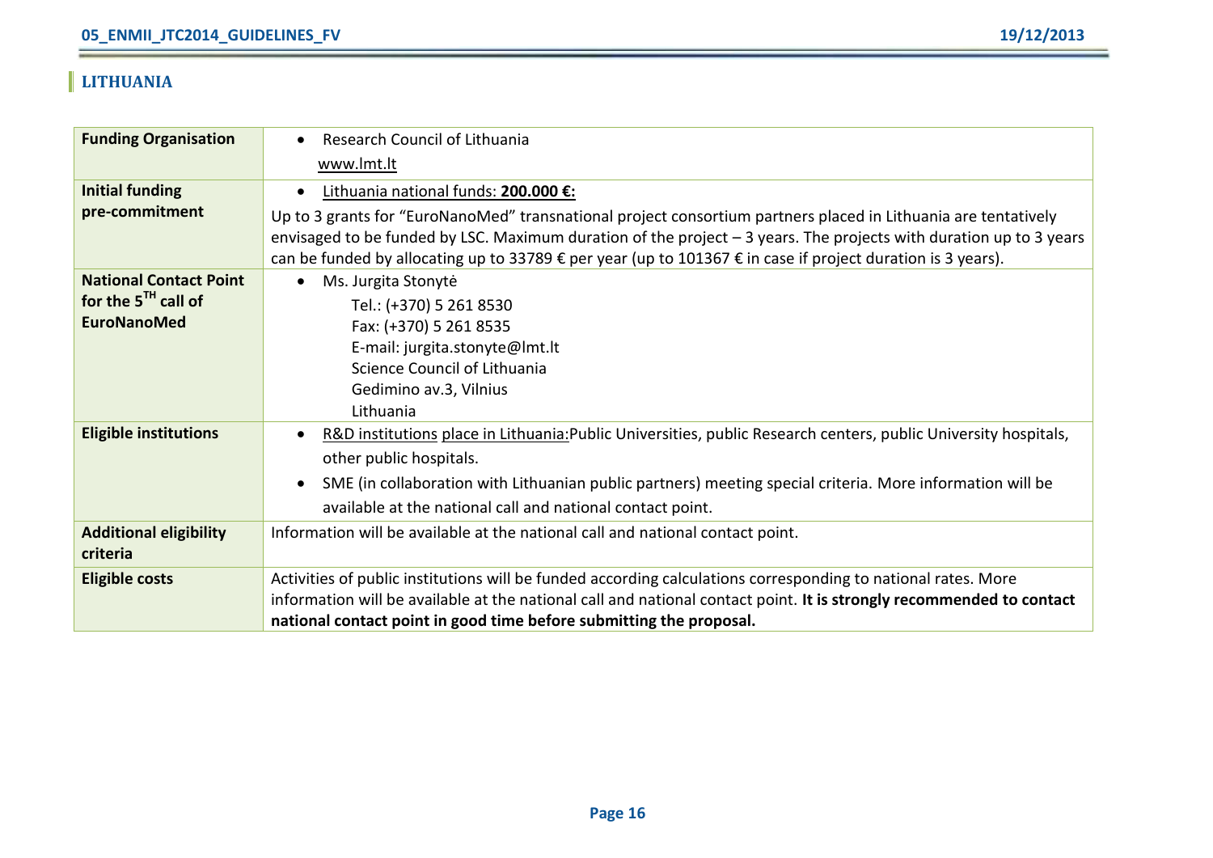## LITHUANIA

| Funding Organisation | • Research Council of Lithuania<br>www.lmt.lt |
|---|---|
| Initial funding pre-commitment | • Lithuania national funds: **200.000 €:**<br>Up to 3 grants for "EuroNanoMed" transnational project consortium partners placed in Lithuania are tentatively envisaged to be funded by LSC. Maximum duration of the project – 3 years. The projects with duration up to 3 years can be funded by allocating up to 33789 € per year (up to 101367 € in case if project duration is 3 years). |
| National Contact Point for the 5[TH] call of EuroNanoMed | • Ms. Jurgita Stonytė<br>Tel.: (+370) 5 261 8530<br>Fax: (+370) 5 261 8535<br>E-mail: jurgita.stonyte@lmt.lt<br>Science Council of Lithuania<br>Gedimino av.3, Vilnius<br>Lithuania |
| Eligible institutions | • R&D institutions place in Lithuania:Public Universities, public Research centers, public University hospitals, other public hospitals.<br>• SME (in collaboration with Lithuanian public partners) meeting special criteria. More information will be available at the national call and national contact point. |
| Additional eligibility criteria | Information will be available at the national call and national contact point. |
| Eligible costs | Activities of public institutions will be funded according calculations corresponding to national rates. More information will be available at the national call and national contact point. **It is strongly recommended to contact national contact point in good time before submitting the proposal.** |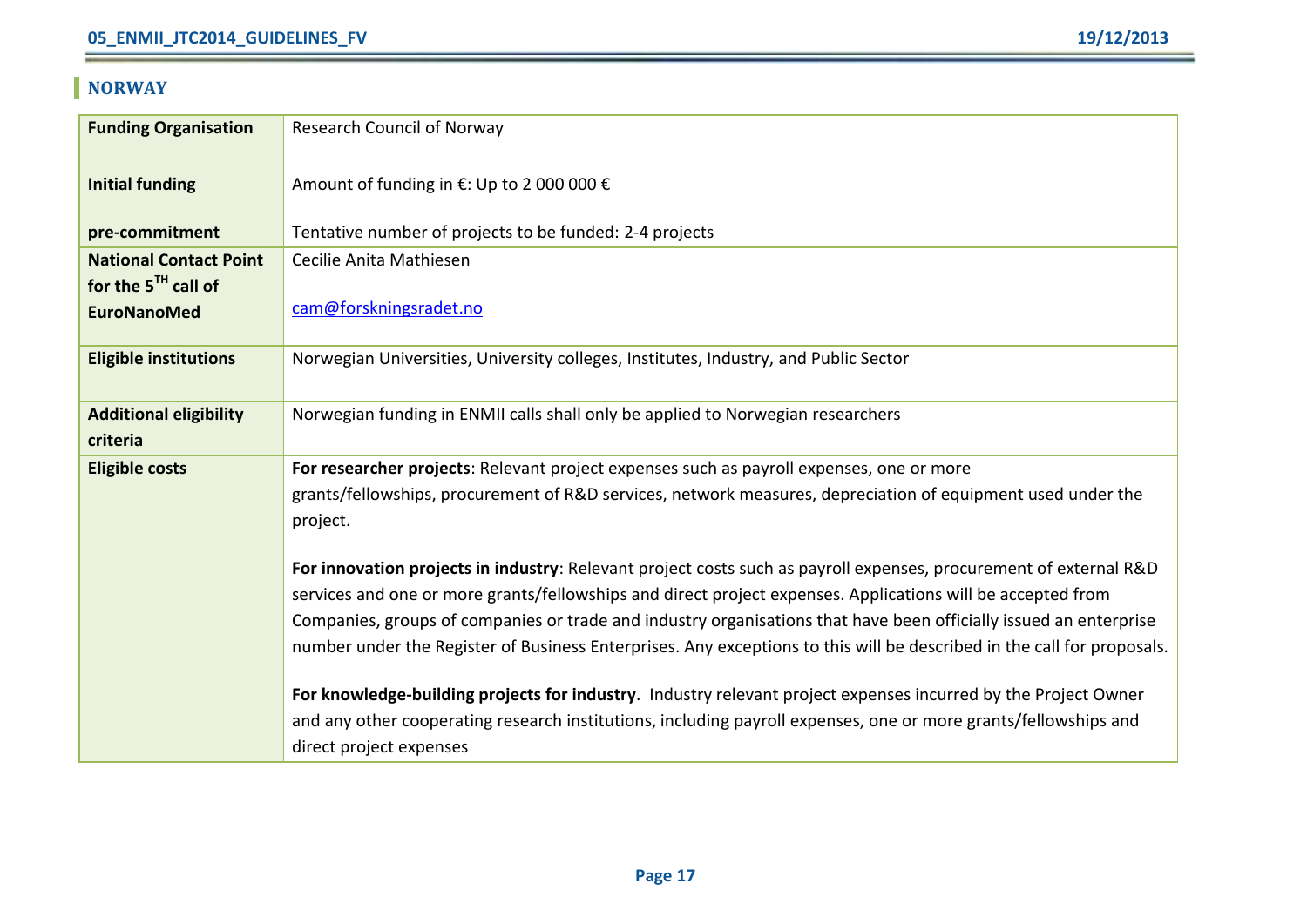## NORWAY

| Funding Organisation | Research Council of Norway |
|---|---|
| **Initial funding pre-commitment** | Amount of funding in €: Up to 2 000 000 €<br><br>Tentative number of projects to be funded: 2-4 projects |
| **National Contact Point for the 5TH call of EuroNanoMed** | Cecilie Anita Mathiesen<br><br>cam@forskningsradet.no |
| **Eligible institutions** | Norwegian Universities, University colleges, Institutes, Industry, and Public Sector |
| **Additional eligibility criteria** | Norwegian funding in ENMII calls shall only be applied to Norwegian researchers |
| **Eligible costs** | **For researcher projects**: Relevant project expenses such as payroll expenses, one or more grants/fellowships, procurement of R&D services, network measures, depreciation of equipment used under the project.<br><br>**For innovation projects in industry**: Relevant project costs such as payroll expenses, procurement of external R&D services and one or more grants/fellowships and direct project expenses. Applications will be accepted from Companies, groups of companies or trade and industry organisations that have been officially issued an enterprise number under the Register of Business Enterprises. Any exceptions to this will be described in the call for proposals.<br><br>**For knowledge-building projects for industry**. Industry relevant project expenses incurred by the Project Owner and any other cooperating research institutions, including payroll expenses, one or more grants/fellowships and direct project expenses |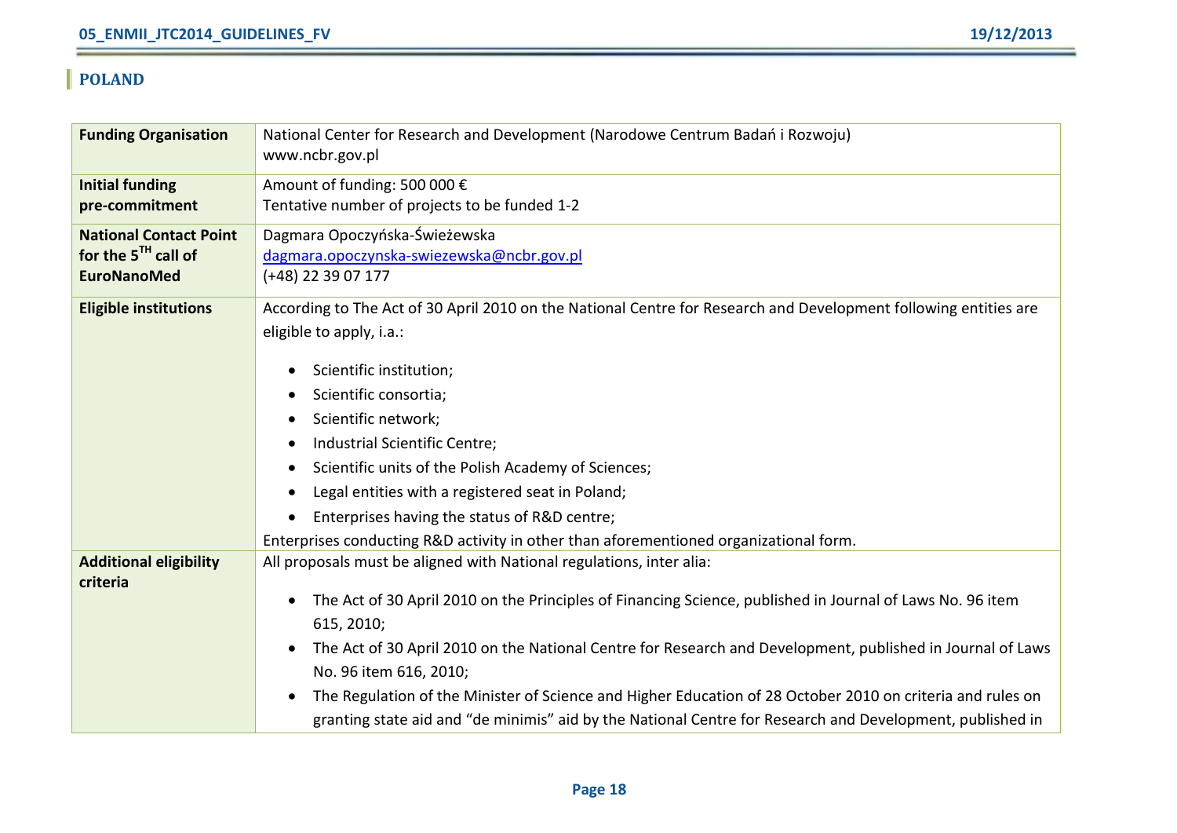## POLAND

| | |
|---|---|
| **Funding Organisation** | National Center for Research and Development (Narodowe Centrum Badań i Rozwoju)<br>www.ncbr.gov.pl |
| **Initial funding pre-commitment** | Amount of funding: 500 000 €<br>Tentative number of projects to be funded 1-2 |
| **National Contact Point for the 5TH call of EuroNanoMed** | Dagmara Opoczyńska-Świeżewska<br>dagmara.opoczynska-swiezewska@ncbr.gov.pl<br>(+48) 22 39 07 177 |
| **Eligible institutions** | According to The Act of 30 April 2010 on the National Centre for Research and Development following entities are eligible to apply, i.a.:<br>• Scientific institution;<br>• Scientific consortia;<br>• Scientific network;<br>• Industrial Scientific Centre;<br>• Scientific units of the Polish Academy of Sciences;<br>• Legal entities with a registered seat in Poland;<br>• Enterprises having the status of R&D centre;<br>Enterprises conducting R&D activity in other than aforementioned organizational form. |
| **Additional eligibility criteria** | All proposals must be aligned with National regulations, inter alia:<br>• The Act of 30 April 2010 on the Principles of Financing Science, published in Journal of Laws No. 96 item 615, 2010;<br>• The Act of 30 April 2010 on the National Centre for Research and Development, published in Journal of Laws No. 96 item 616, 2010;<br>• The Regulation of the Minister of Science and Higher Education of 28 October 2010 on criteria and rules on granting state aid and "de minimis" aid by the National Centre for Research and Development, published in |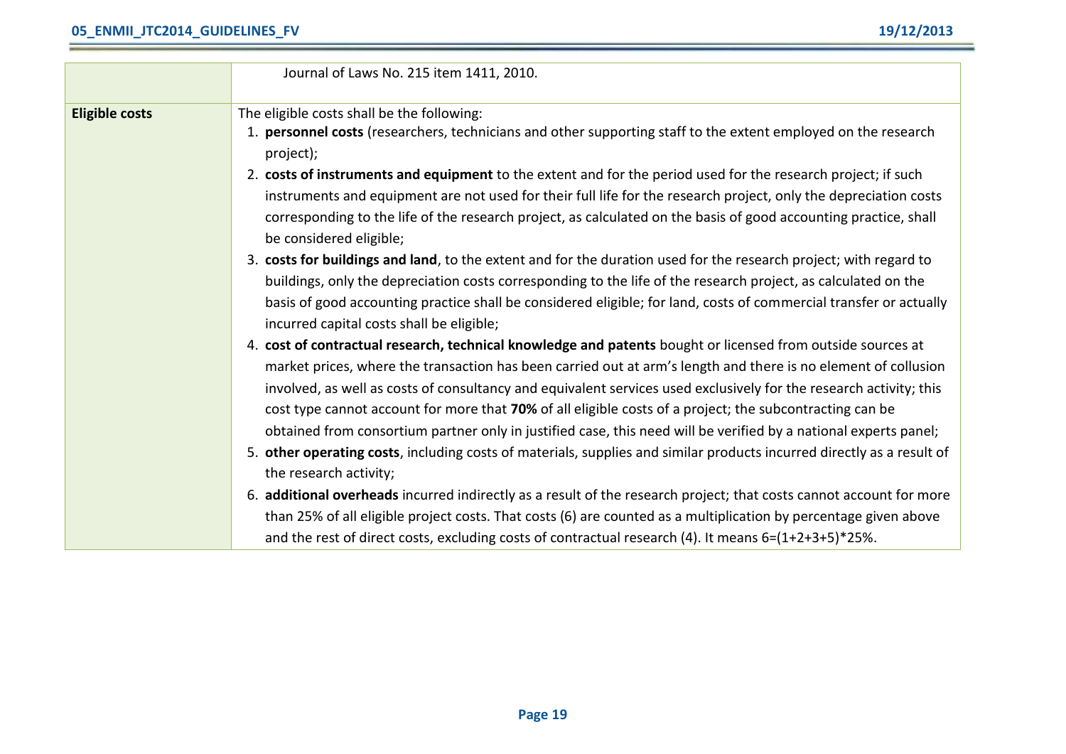|  |  |
|---|---|
|  | Journal of Laws No. 215 item 1411, 2010. |
| **Eligible costs** | The eligible costs shall be the following:<br>1. **personnel costs** (researchers, technicians and other supporting staff to the extent employed on the research project);<br>2. **costs of instruments and equipment** to the extent and for the period used for the research project; if such instruments and equipment are not used for their full life for the research project, only the depreciation costs corresponding to the life of the research project, as calculated on the basis of good accounting practice, shall be considered eligible;<br>3. **costs for buildings and land**, to the extent and for the duration used for the research project; with regard to buildings, only the depreciation costs corresponding to the life of the research project, as calculated on the basis of good accounting practice shall be considered eligible; for land, costs of commercial transfer or actually incurred capital costs shall be eligible;<br>4. **cost of contractual research, technical knowledge and patents** bought or licensed from outside sources at market prices, where the transaction has been carried out at arm's length and there is no element of collusion involved, as well as costs of consultancy and equivalent services used exclusively for the research activity; this cost type cannot account for more that **70%** of all eligible costs of a project; the subcontracting can be obtained from consortium partner only in justified case, this need will be verified by a national experts panel;<br>5. **other operating costs**, including costs of materials, supplies and similar products incurred directly as a result of the research activity;<br>6. **additional overheads** incurred indirectly as a result of the research project; that costs cannot account for more than 25% of all eligible project costs. That costs (6) are counted as a multiplication by percentage given above and the rest of direct costs, excluding costs of contractual research (4). It means 6=(1+2+3+5)*25%. |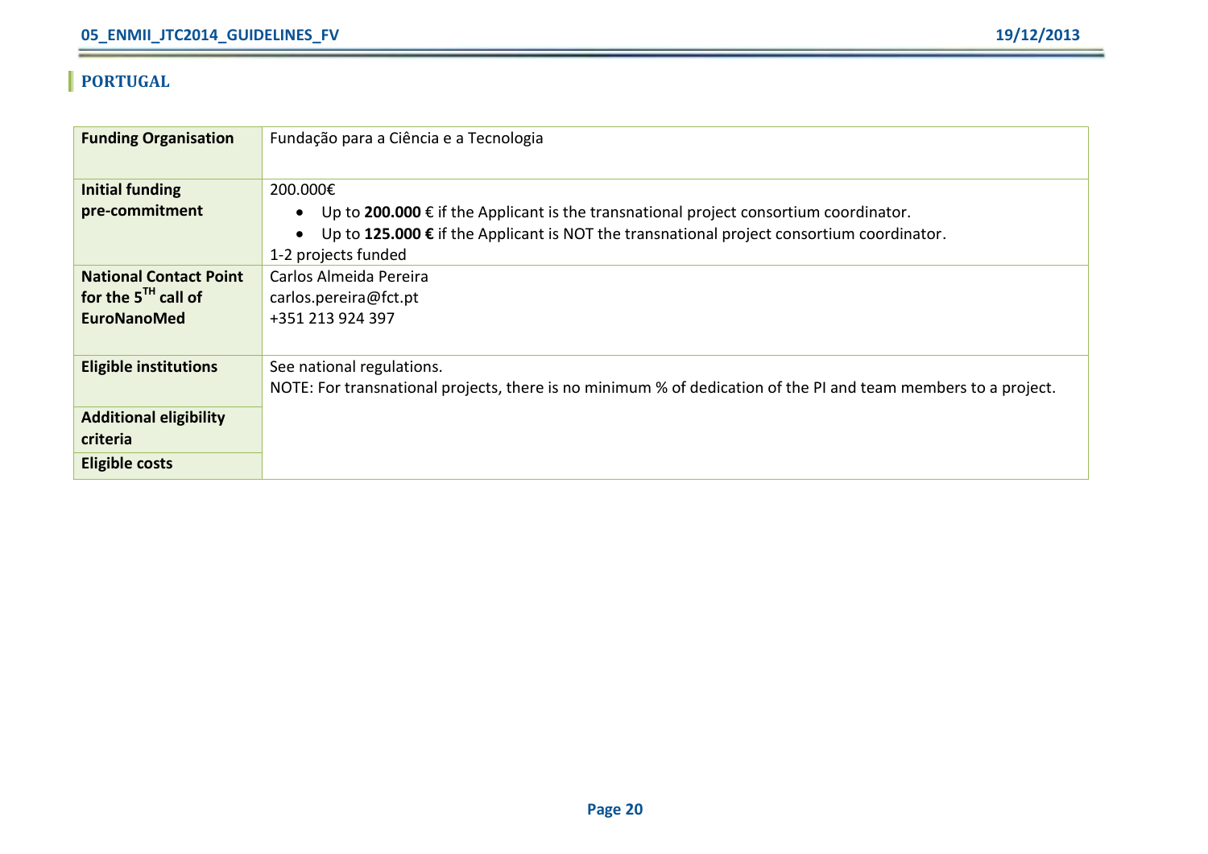## PORTUGAL

| Funding Organisation | Fundação para a Ciência e a Tecnologia |
|---|---|
| **Initial funding pre-commitment** | 200.000€<br>• Up to **200.000** € if the Applicant is the transnational project consortium coordinator.<br>• Up to **125.000 €** if the Applicant is NOT the transnational project consortium coordinator.<br>1-2 projects funded |
| **National Contact Point for the 5TH call of EuroNanoMed** | Carlos Almeida Pereira<br>carlos.pereira@fct.pt<br>+351 213 924 397 |
| **Eligible institutions** | See national regulations.<br>NOTE: For transnational projects, there is no minimum % of dedication of the PI and team members to a project. |
| **Additional eligibility criteria** | |
| **Eligible costs** | |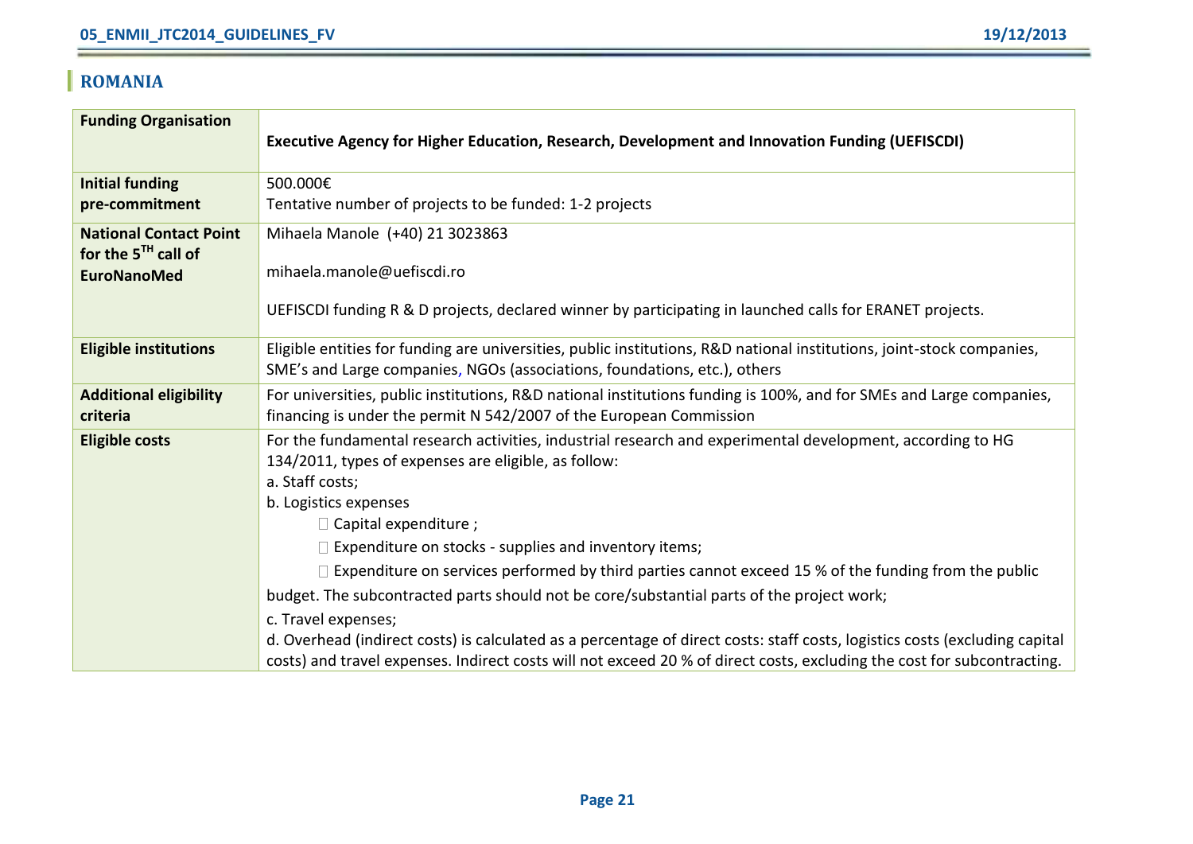## ROMANIA

| | |
|---|---|
| **Funding Organisation** | **Executive Agency for Higher Education, Research, Development and Innovation Funding (UEFISCDI)** |
| **Initial funding pre-commitment** | 500.000€<br>Tentative number of projects to be funded: 1-2 projects |
| **National Contact Point for the 5^TH call of EuroNanoMed** | Mihaela Manole (+40) 21 3023863<br><br>mihaela.manole@uefiscdi.ro<br><br>UEFISCDI funding R & D projects, declared winner by participating in launched calls for ERANET projects. |
| **Eligible institutions** | Eligible entities for funding are universities, public institutions, R&D national institutions, joint-stock companies, SME's and Large companies, NGOs (associations, foundations, etc.), others |
| **Additional eligibility criteria** | For universities, public institutions, R&D national institutions funding is 100%, and for SMEs and Large companies, financing is under the permit N 542/2007 of the European Commission |
| **Eligible costs** | For the fundamental research activities, industrial research and experimental development, according to HG 134/2011, types of expenses are eligible, as follow:<br>a. Staff costs;<br>b. Logistics expenses<br>- Capital expenditure ;<br>- Expenditure on stocks - supplies and inventory items;<br>- Expenditure on services performed by third parties cannot exceed 15 % of the funding from the public budget. The subcontracted parts should not be core/substantial parts of the project work;<br>c. Travel expenses;<br>d. Overhead (indirect costs) is calculated as a percentage of direct costs: staff costs, logistics costs (excluding capital costs) and travel expenses. Indirect costs will not exceed 20 % of direct costs, excluding the cost for subcontracting. |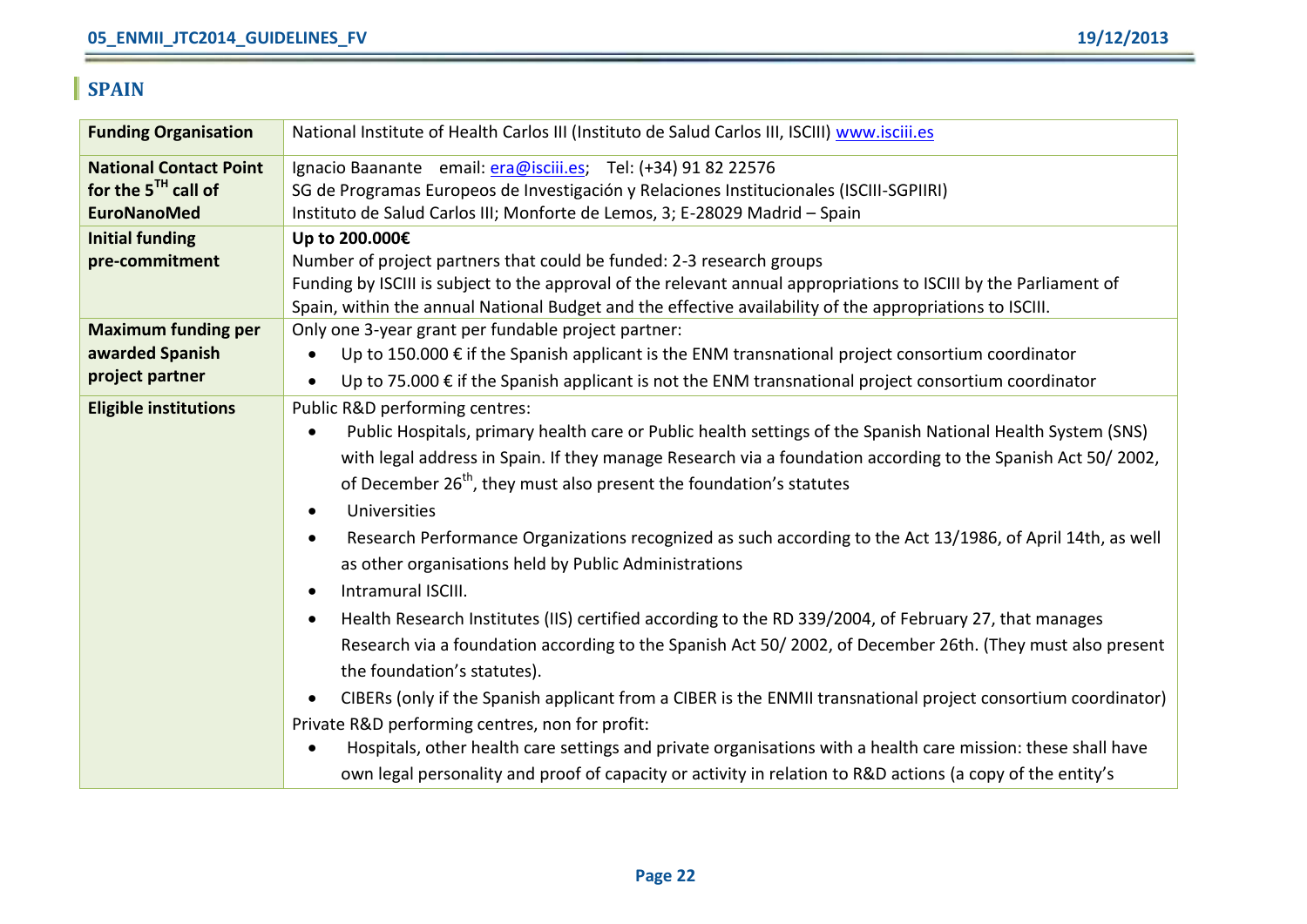## SPAIN

| Funding Organisation | National Institute of Health Carlos III (Instituto de Salud Carlos III, ISCIII) www.isciii.es |
|---|---|
| National Contact Point for the 5[TH] call of EuroNanoMed | Ignacio Baanante email: era@isciii.es; Tel: (+34) 91 82 22576<br>SG de Programas Europeos de Investigación y Relaciones Institucionales (ISCIII-SGPIIRI)<br>Instituto de Salud Carlos III; Monforte de Lemos, 3; E-28029 Madrid – Spain |
| Initial funding pre-commitment | **Up to 200.000€**<br>Number of project partners that could be funded: 2-3 research groups<br>Funding by ISCIII is subject to the approval of the relevant annual appropriations to ISCIII by the Parliament of Spain, within the annual National Budget and the effective availability of the appropriations to ISCIII. |
| Maximum funding per awarded Spanish project partner | Only one 3-year grant per fundable project partner:<br>• Up to 150.000 € if the Spanish applicant is the ENM transnational project consortium coordinator<br>• Up to 75.000 € if the Spanish applicant is not the ENM transnational project consortium coordinator |
| Eligible institutions | Public R&D performing centres:<br>• Public Hospitals, primary health care or Public health settings of the Spanish National Health System (SNS) with legal address in Spain. If they manage Research via a foundation according to the Spanish Act 50/ 2002, of December 26[th], they must also present the foundation's statutes<br>• Universities<br>• Research Performance Organizations recognized as such according to the Act 13/1986, of April 14th, as well as other organisations held by Public Administrations<br>• Intramural ISCIII.<br>• Health Research Institutes (IIS) certified according to the RD 339/2004, of February 27, that manages Research via a foundation according to the Spanish Act 50/ 2002, of December 26th. (They must also present the foundation's statutes).<br>• CIBERs (only if the Spanish applicant from a CIBER is the ENMII transnational project consortium coordinator)<br>Private R&D performing centres, non for profit:<br>• Hospitals, other health care settings and private organisations with a health care mission: these shall have own legal personality and proof of capacity or activity in relation to R&D actions (a copy of the entity's |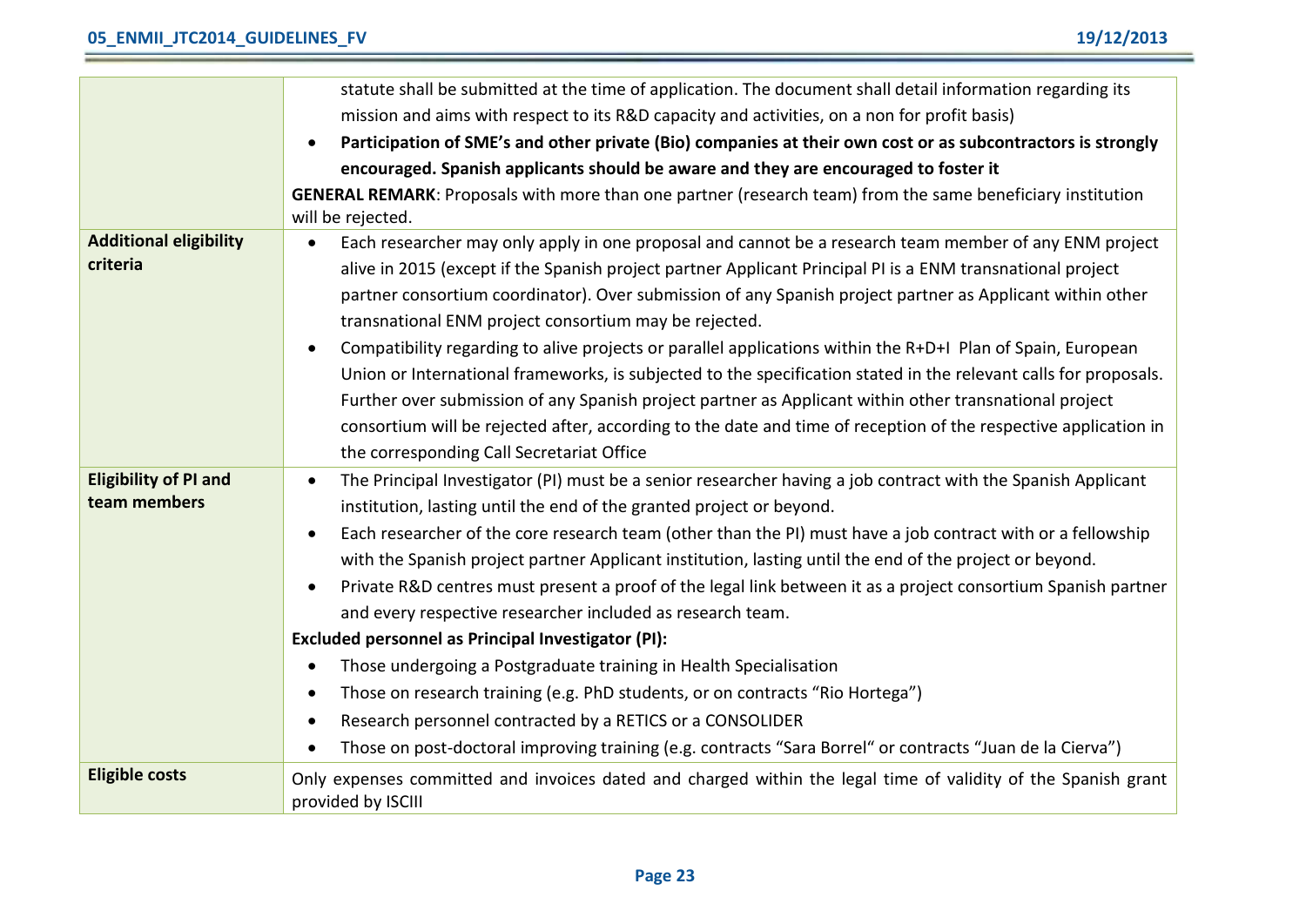| | |
|---|---|
| | statute shall be submitted at the time of application. The document shall detail information regarding its mission and aims with respect to its R&D capacity and activities, on a non for profit basis)<br>• **Participation of SME's and other private (Bio) companies at their own cost or as subcontractors is strongly encouraged. Spanish applicants should be aware and they are encouraged to foster it**<br>**GENERAL REMARK**: Proposals with more than one partner (research team) from the same beneficiary institution will be rejected. |
| **Additional eligibility criteria** | • Each researcher may only apply in one proposal and cannot be a research team member of any ENM project alive in 2015 (except if the Spanish project partner Applicant Principal PI is a ENM transnational project partner consortium coordinator). Over submission of any Spanish project partner as Applicant within other transnational ENM project consortium may be rejected.<br>• Compatibility regarding to alive projects or parallel applications within the R+D+I Plan of Spain, European Union or International frameworks, is subjected to the specification stated in the relevant calls for proposals. Further over submission of any Spanish project partner as Applicant within other transnational project consortium will be rejected after, according to the date and time of reception of the respective application in the corresponding Call Secretariat Office |
| **Eligibility of PI and team members** | • The Principal Investigator (PI) must be a senior researcher having a job contract with the Spanish Applicant institution, lasting until the end of the granted project or beyond.<br>• Each researcher of the core research team (other than the PI) must have a job contract with or a fellowship with the Spanish project partner Applicant institution, lasting until the end of the project or beyond.<br>• Private R&D centres must present a proof of the legal link between it as a project consortium Spanish partner and every respective researcher included as research team.<br>**Excluded personnel as Principal Investigator (PI):**<br>• Those undergoing a Postgraduate training in Health Specialisation<br>• Those on research training (e.g. PhD students, or on contracts "Rio Hortega")<br>• Research personnel contracted by a RETICS or a CONSOLIDER<br>• Those on post-doctoral improving training (e.g. contracts "Sara Borrel" or contracts "Juan de la Cierva") |
| **Eligible costs** | Only expenses committed and invoices dated and charged within the legal time of validity of the Spanish grant provided by ISCIII |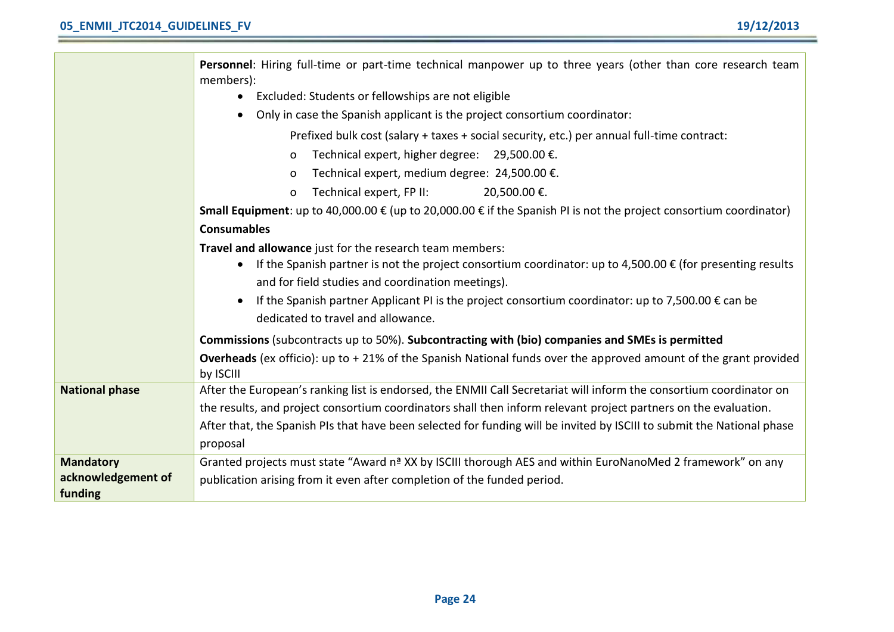| | |
|---|---|
| | **Personnel**: Hiring full-time or part-time technical manpower up to three years (other than core research team members):<br>• Excluded: Students or fellowships are not eligible<br>• Only in case the Spanish applicant is the project consortium coordinator:<br>Prefixed bulk cost (salary + taxes + social security, etc.) per annual full-time contract:<br>o Technical expert, higher degree: 29,500.00 €.<br>o Technical expert, medium degree: 24,500.00 €.<br>o Technical expert, FP II: 20,500.00 €.<br>**Small Equipment**: up to 40,000.00 € (up to 20,000.00 € if the Spanish PI is not the project consortium coordinator)<br>**Consumables**<br>**Travel and allowance** just for the research team members:<br>• If the Spanish partner is not the project consortium coordinator: up to 4,500.00 € (for presenting results and for field studies and coordination meetings).<br>• If the Spanish partner Applicant PI is the project consortium coordinator: up to 7,500.00 € can be dedicated to travel and allowance.<br>**Commissions** (subcontracts up to 50%). **Subcontracting with (bio) companies and SMEs is permitted**<br>**Overheads** (ex officio): up to + 21% of the Spanish National funds over the approved amount of the grant provided by ISCIII |
| **National phase** | After the European's ranking list is endorsed, the ENMII Call Secretariat will inform the consortium coordinator on the results, and project consortium coordinators shall then inform relevant project partners on the evaluation. After that, the Spanish PIs that have been selected for funding will be invited by ISCIII to submit the National phase proposal |
| **Mandatory acknowledgement of funding** | Granted projects must state "Award nª XX by ISCIII thorough AES and within EuroNanoMed 2 framework" on any publication arising from it even after completion of the funded period. |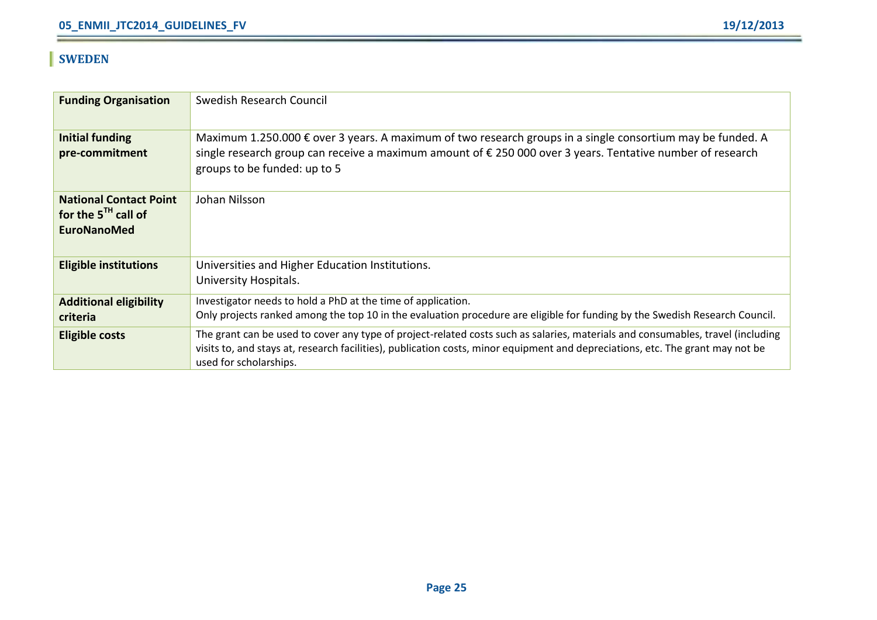## SWEDEN

| | |
|---|---|
| **Funding Organisation** | Swedish Research Council |
| **Initial funding pre-commitment** | Maximum 1.250.000 € over 3 years. A maximum of two research groups in a single consortium may be funded. A single research group can receive a maximum amount of € 250 000 over 3 years. Tentative number of research groups to be funded: up to 5 |
| **National Contact Point for the 5[TH] call of EuroNanoMed** | Johan Nilsson |
| **Eligible institutions** | Universities and Higher Education Institutions.<br>University Hospitals. |
| **Additional eligibility criteria** | Investigator needs to hold a PhD at the time of application.<br>Only projects ranked among the top 10 in the evaluation procedure are eligible for funding by the Swedish Research Council. |
| **Eligible costs** | The grant can be used to cover any type of project-related costs such as salaries, materials and consumables, travel (including visits to, and stays at, research facilities), publication costs, minor equipment and depreciations, etc. The grant may not be used for scholarships. |